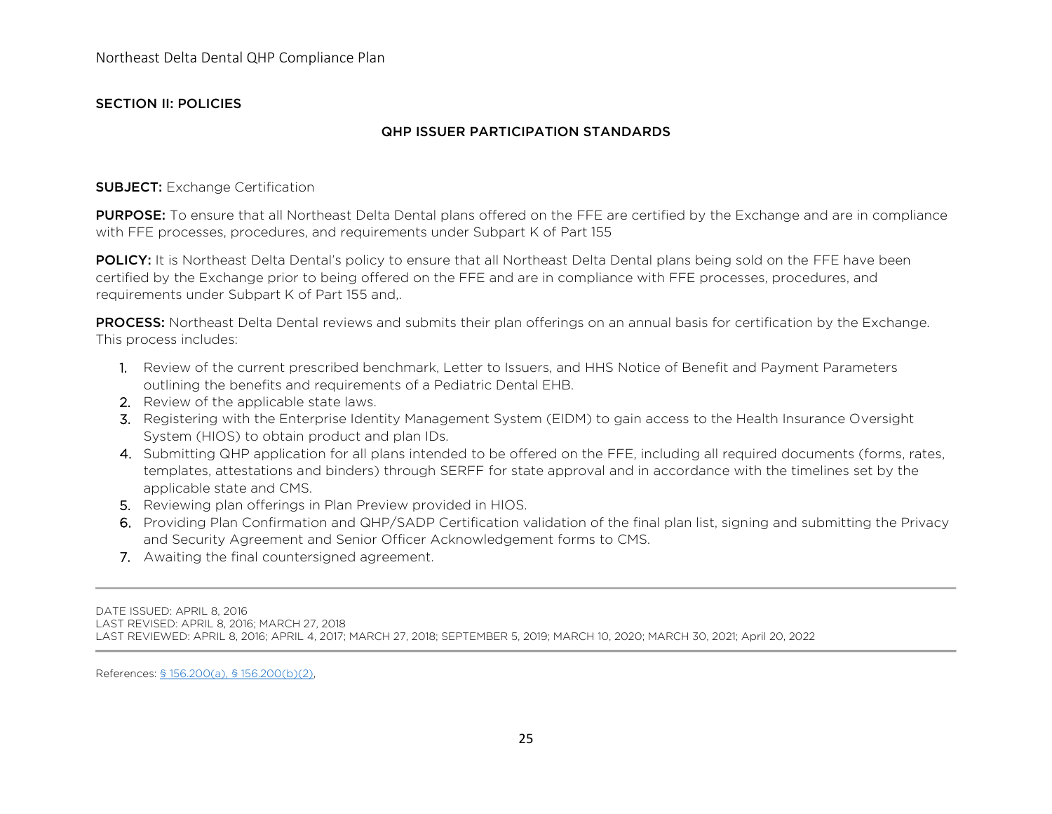## SECTION II: POLICIES

### QHP ISSUER PARTICIPATION STANDARDS

**SUBJECT:** Exchange Certification

**PURPOSE:** To ensure that all Northeast Delta Dental plans offered on the FFE are certified by the Exchange and are in compliance with FFE processes, procedures, and requirements under Subpart K of Part 155

**POLICY:** It is Northeast Delta Dental's policy to ensure that all Northeast Delta Dental plans being sold on the FFE have been certified by the Exchange prior to being offered on the FFE and are in compliance with FFE processes, procedures, and requirements under Subpart K of Part 155 and,.

**PROCESS:** Northeast Delta Dental reviews and submits their plan offerings on an annual basis for certification by the Exchange. This process includes:

1. Review of the current prescribed benchmark, Letter to Issuers, and HHS Notice of Benefit and Payment Parameters outlining the benefits and requirements of a Pediatric Dental EHB.
2. Review of the applicable state laws.
3. Registering with the Enterprise Identity Management System (EIDM) to gain access to the Health Insurance Oversight System (HIOS) to obtain product and plan IDs.
4. Submitting QHP application for all plans intended to be offered on the FFE, including all required documents (forms, rates, templates, attestations and binders) through SERFF for state approval and in accordance with the timelines set by the applicable state and CMS.
5. Reviewing plan offerings in Plan Preview provided in HIOS.
6. Providing Plan Confirmation and QHP/SADP Certification validation of the final plan list, signing and submitting the Privacy and Security Agreement and Senior Officer Acknowledgement forms to CMS.
7. Awaiting the final countersigned agreement.

---

DATE ISSUED: APRIL 8, 2016
LAST REVISED: APRIL 8, 2016; MARCH 27, 2018
LAST REVIEWED: APRIL 8, 2016; APRIL 4, 2017; MARCH 27, 2018; SEPTEMBER 5, 2019; MARCH 10, 2020; MARCH 30, 2021; April 20, 2022

---

References: § 156.200(a), § 156.200(b)(2),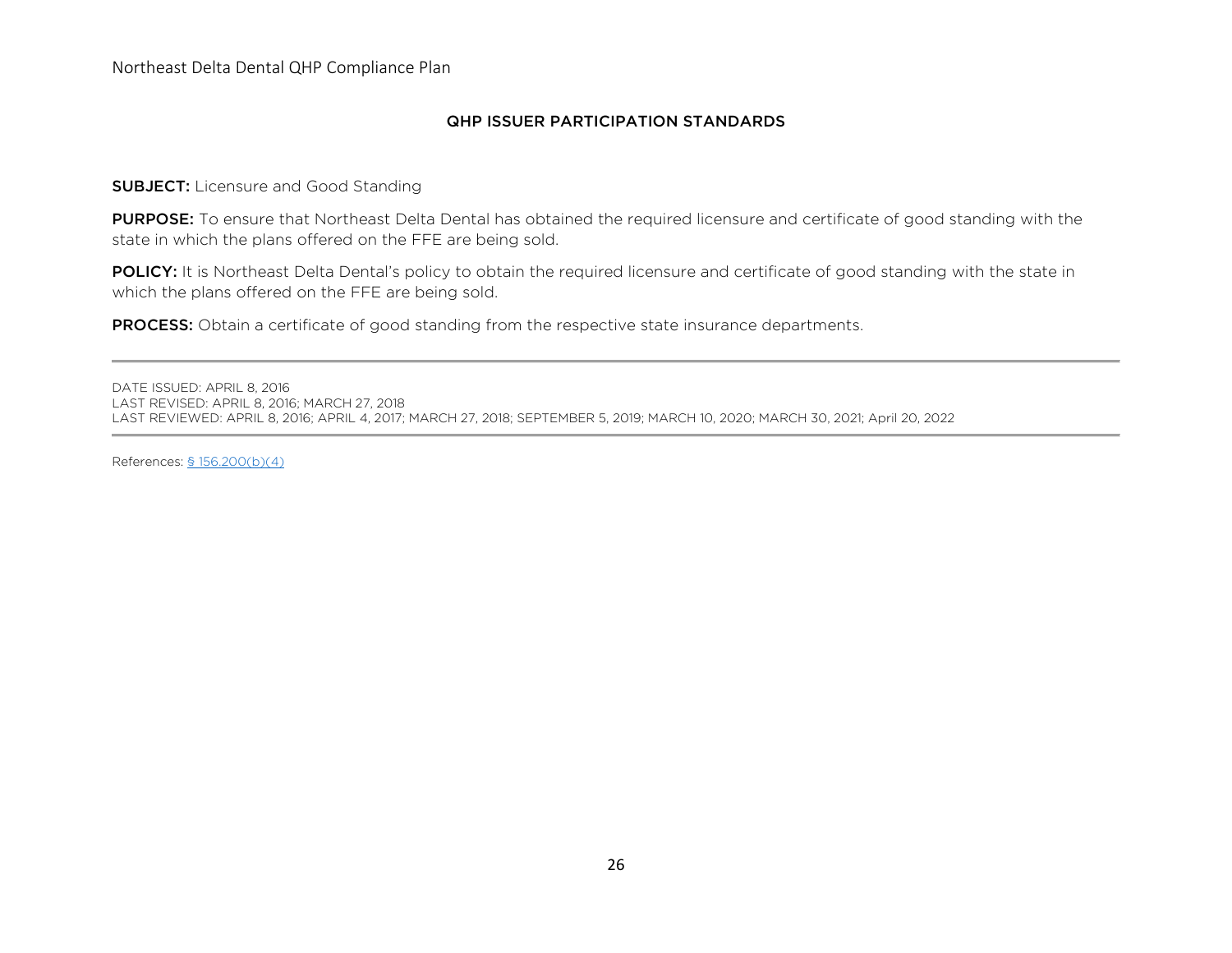## QHP ISSUER PARTICIPATION STANDARDS

**SUBJECT:** Licensure and Good Standing

**PURPOSE:** To ensure that Northeast Delta Dental has obtained the required licensure and certificate of good standing with the state in which the plans offered on the FFE are being sold.

**POLICY:** It is Northeast Delta Dental's policy to obtain the required licensure and certificate of good standing with the state in which the plans offered on the FFE are being sold.

**PROCESS:** Obtain a certificate of good standing from the respective state insurance departments.

---

DATE ISSUED: APRIL 8, 2016
LAST REVISED: APRIL 8, 2016; MARCH 27, 2018
LAST REVIEWED: APRIL 8, 2016; APRIL 4, 2017; MARCH 27, 2018; SEPTEMBER 5, 2019; MARCH 10, 2020; MARCH 30, 2021; April 20, 2022

---

References: § 156.200(b)(4)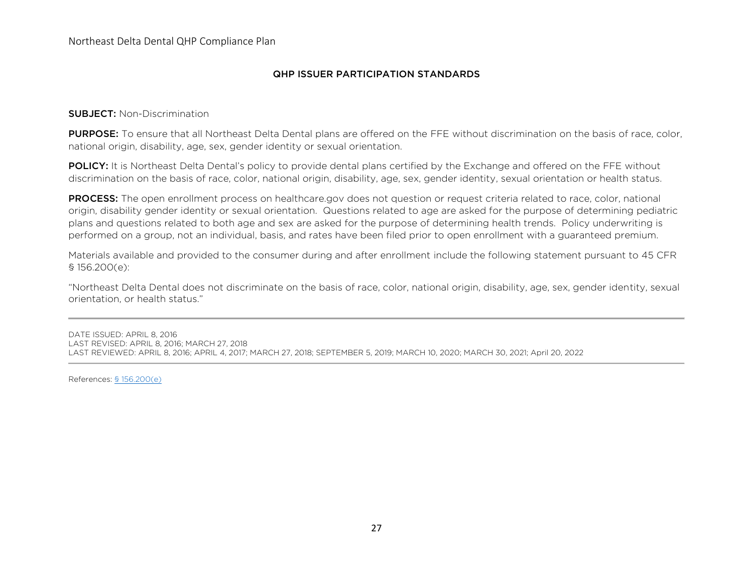## QHP ISSUER PARTICIPATION STANDARDS

**SUBJECT:** Non-Discrimination

**PURPOSE:** To ensure that all Northeast Delta Dental plans are offered on the FFE without discrimination on the basis of race, color, national origin, disability, age, sex, gender identity or sexual orientation.

**POLICY:** It is Northeast Delta Dental's policy to provide dental plans certified by the Exchange and offered on the FFE without discrimination on the basis of race, color, national origin, disability, age, sex, gender identity, sexual orientation or health status.

**PROCESS:** The open enrollment process on healthcare.gov does not question or request criteria related to race, color, national origin, disability gender identity or sexual orientation. Questions related to age are asked for the purpose of determining pediatric plans and questions related to both age and sex are asked for the purpose of determining health trends. Policy underwriting is performed on a group, not an individual, basis, and rates have been filed prior to open enrollment with a guaranteed premium.

Materials available and provided to the consumer during and after enrollment include the following statement pursuant to 45 CFR § 156.200(e):

"Northeast Delta Dental does not discriminate on the basis of race, color, national origin, disability, age, sex, gender identity, sexual orientation, or health status."

---

DATE ISSUED: APRIL 8, 2016
LAST REVISED: APRIL 8, 2016; MARCH 27, 2018
LAST REVIEWED: APRIL 8, 2016; APRIL 4, 2017; MARCH 27, 2018; SEPTEMBER 5, 2019; MARCH 10, 2020; MARCH 30, 2021; April 20, 2022

---

References: § 156.200(e)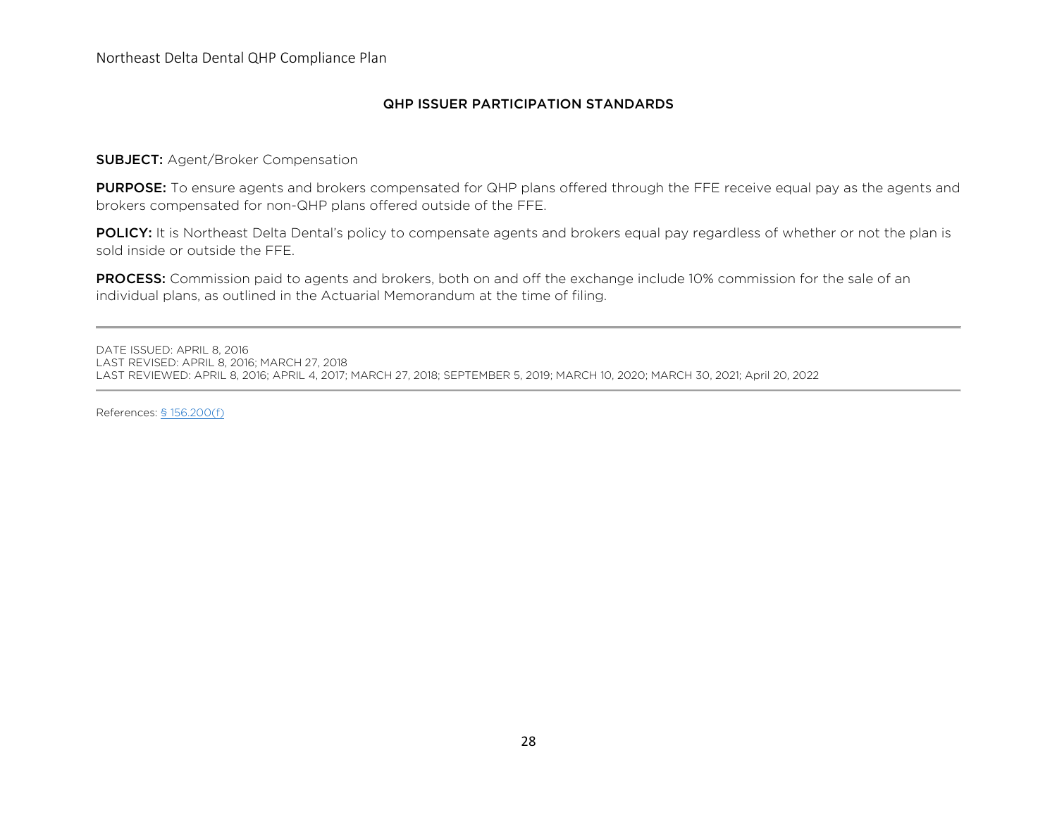## QHP ISSUER PARTICIPATION STANDARDS

**SUBJECT:** Agent/Broker Compensation

**PURPOSE:** To ensure agents and brokers compensated for QHP plans offered through the FFE receive equal pay as the agents and brokers compensated for non-QHP plans offered outside of the FFE.

**POLICY:** It is Northeast Delta Dental's policy to compensate agents and brokers equal pay regardless of whether or not the plan is sold inside or outside the FFE.

**PROCESS:** Commission paid to agents and brokers, both on and off the exchange include 10% commission for the sale of an individual plans, as outlined in the Actuarial Memorandum at the time of filing.

---

DATE ISSUED: APRIL 8, 2016
LAST REVISED: APRIL 8, 2016; MARCH 27, 2018
LAST REVIEWED: APRIL 8, 2016; APRIL 4, 2017; MARCH 27, 2018; SEPTEMBER 5, 2019; MARCH 10, 2020; MARCH 30, 2021; April 20, 2022

---

References: § 156.200(f)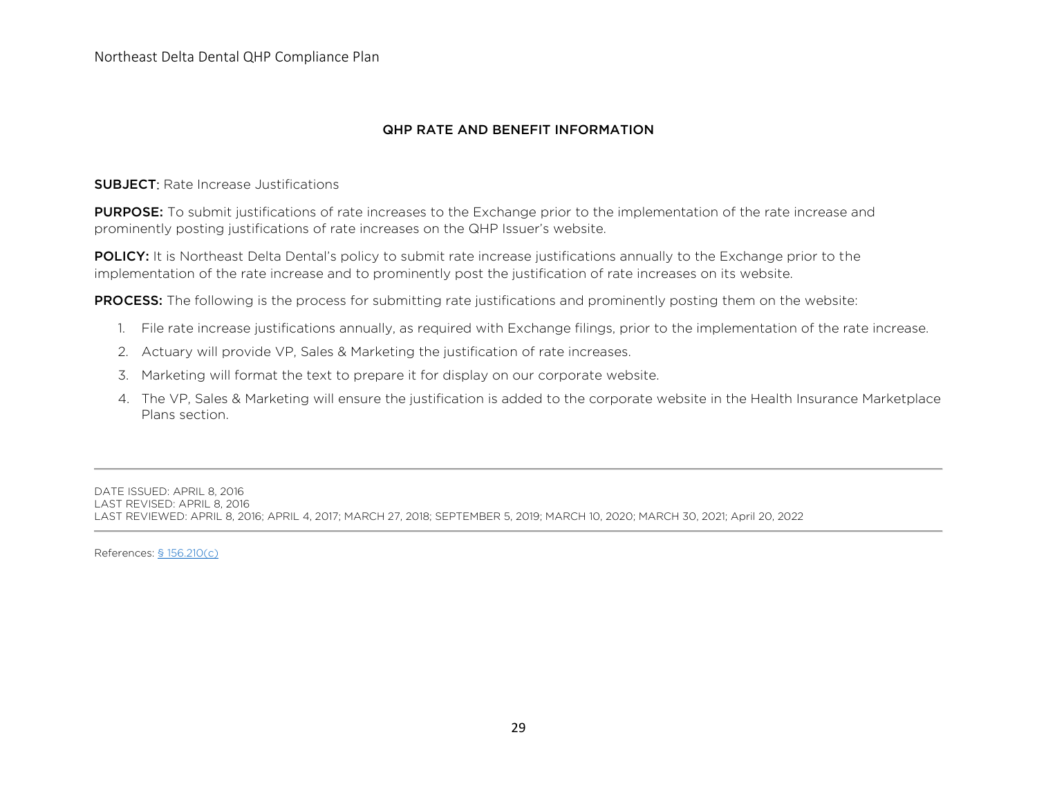## QHP RATE AND BENEFIT INFORMATION

**SUBJECT**: Rate Increase Justifications

**PURPOSE:** To submit justifications of rate increases to the Exchange prior to the implementation of the rate increase and prominently posting justifications of rate increases on the QHP Issuer's website.

**POLICY:** It is Northeast Delta Dental's policy to submit rate increase justifications annually to the Exchange prior to the implementation of the rate increase and to prominently post the justification of rate increases on its website.

**PROCESS:** The following is the process for submitting rate justifications and prominently posting them on the website:

1. File rate increase justifications annually, as required with Exchange filings, prior to the implementation of the rate increase.
2. Actuary will provide VP, Sales & Marketing the justification of rate increases.
3. Marketing will format the text to prepare it for display on our corporate website.
4. The VP, Sales & Marketing will ensure the justification is added to the corporate website in the Health Insurance Marketplace Plans section.

---

DATE ISSUED: APRIL 8, 2016
LAST REVISED: APRIL 8, 2016
LAST REVIEWED: APRIL 8, 2016; APRIL 4, 2017; MARCH 27, 2018; SEPTEMBER 5, 2019; MARCH 10, 2020; MARCH 30, 2021; April 20, 2022

---

References: § 156.210(c)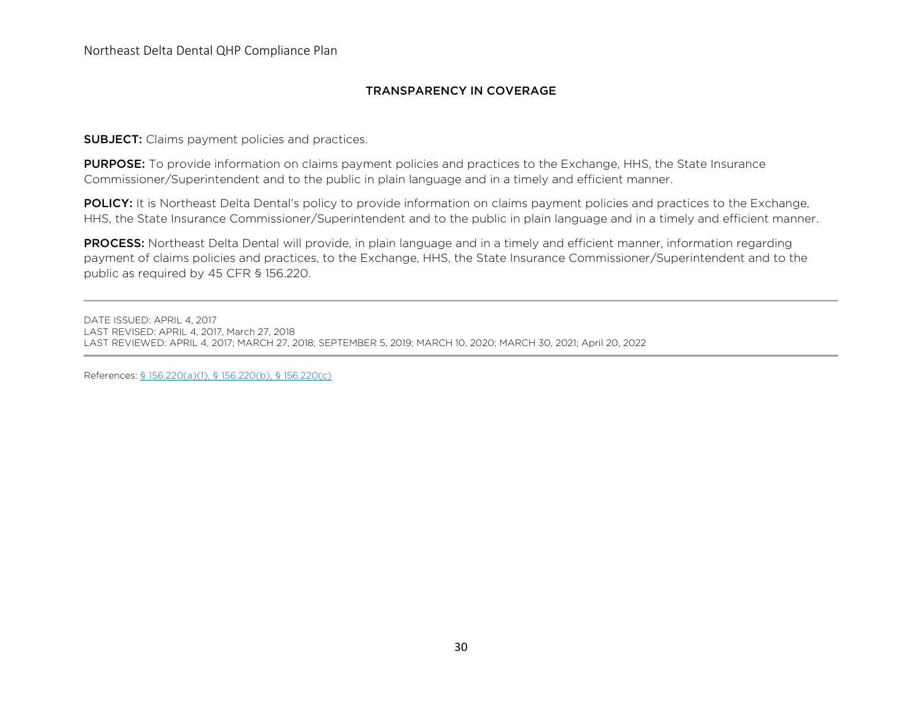## TRANSPARENCY IN COVERAGE

**SUBJECT:** Claims payment policies and practices.

**PURPOSE:** To provide information on claims payment policies and practices to the Exchange, HHS, the State Insurance Commissioner/Superintendent and to the public in plain language and in a timely and efficient manner.

**POLICY:** It is Northeast Delta Dental's policy to provide information on claims payment policies and practices to the Exchange, HHS, the State Insurance Commissioner/Superintendent and to the public in plain language and in a timely and efficient manner.

**PROCESS:** Northeast Delta Dental will provide, in plain language and in a timely and efficient manner, information regarding payment of claims policies and practices, to the Exchange, HHS, the State Insurance Commissioner/Superintendent and to the public as required by 45 CFR § 156.220.

---

DATE ISSUED: APRIL 4, 2017
LAST REVISED: APRIL 4, 2017, March 27, 2018
LAST REVIEWED: APRIL 4, 2017; MARCH 27, 2018; SEPTEMBER 5, 2019; MARCH 10, 2020; MARCH 30, 2021; April 20, 2022

---

References: § 156.220(a)(1), § 156.220(b), § 156.220(c)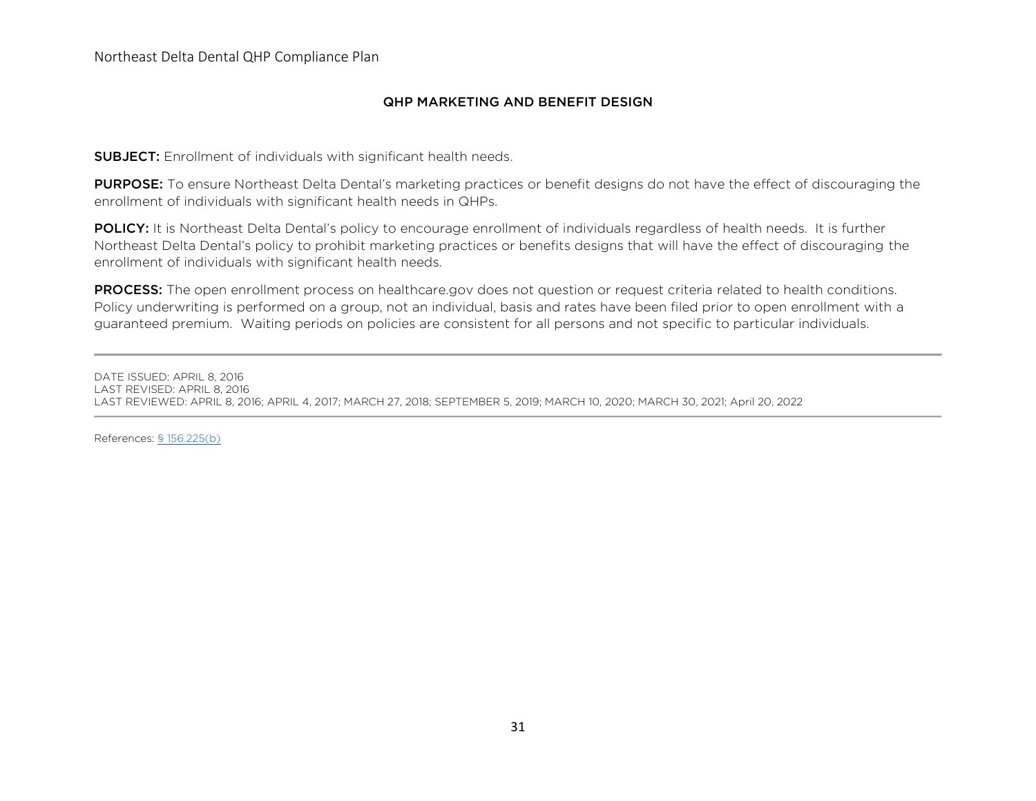## QHP MARKETING AND BENEFIT DESIGN

**SUBJECT:** Enrollment of individuals with significant health needs.

**PURPOSE:** To ensure Northeast Delta Dental's marketing practices or benefit designs do not have the effect of discouraging the enrollment of individuals with significant health needs in QHPs.

**POLICY:** It is Northeast Delta Dental's policy to encourage enrollment of individuals regardless of health needs. It is further Northeast Delta Dental's policy to prohibit marketing practices or benefits designs that will have the effect of discouraging the enrollment of individuals with significant health needs.

**PROCESS:** The open enrollment process on healthcare.gov does not question or request criteria related to health conditions. Policy underwriting is performed on a group, not an individual, basis and rates have been filed prior to open enrollment with a guaranteed premium. Waiting periods on policies are consistent for all persons and not specific to particular individuals.

---

DATE ISSUED: APRIL 8, 2016
LAST REVISED: APRIL 8, 2016
LAST REVIEWED: APRIL 8, 2016; APRIL 4, 2017; MARCH 27, 2018; SEPTEMBER 5, 2019; MARCH 10, 2020; MARCH 30, 2021; April 20, 2022

---

References: § 156.225(b)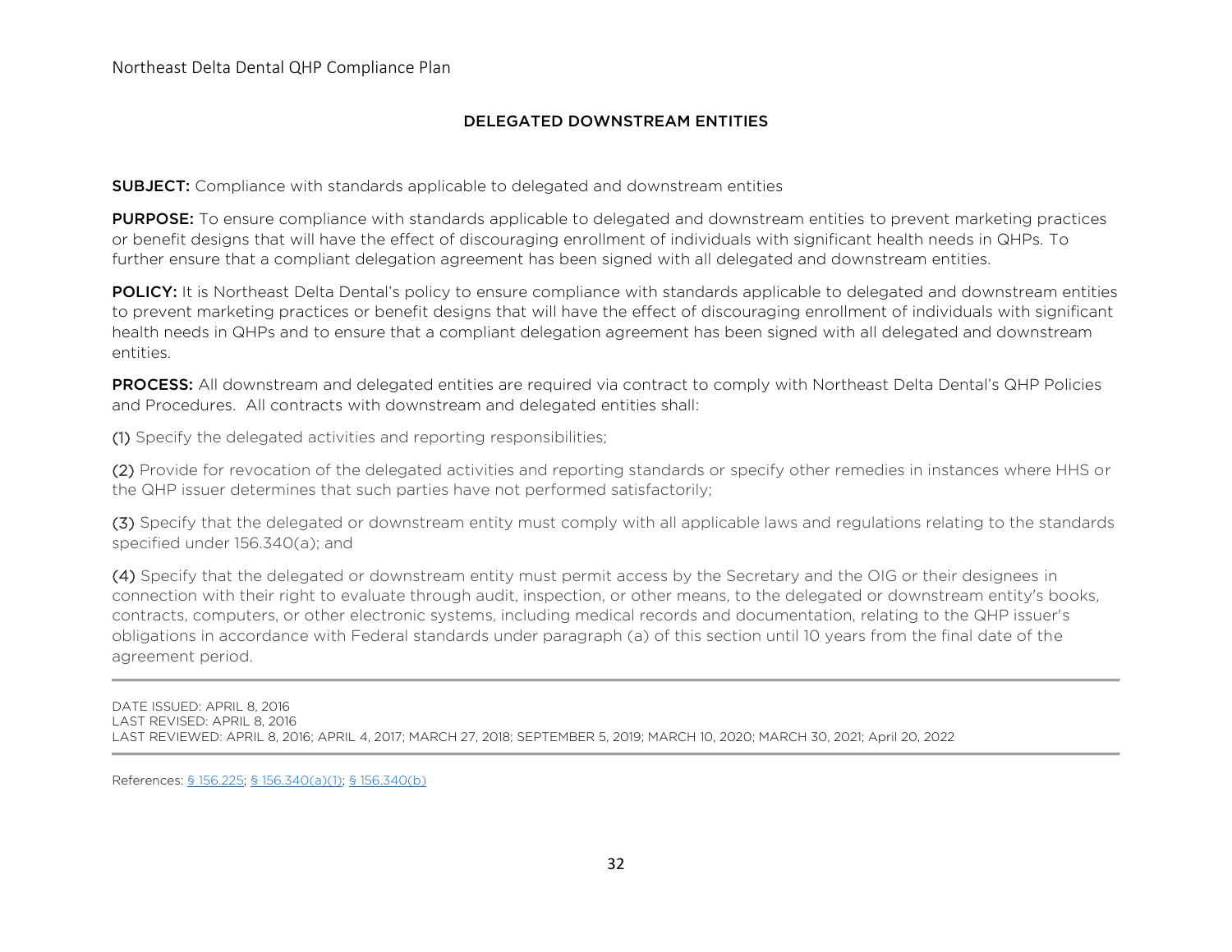## DELEGATED DOWNSTREAM ENTITIES

**SUBJECT:** Compliance with standards applicable to delegated and downstream entities

**PURPOSE:** To ensure compliance with standards applicable to delegated and downstream entities to prevent marketing practices or benefit designs that will have the effect of discouraging enrollment of individuals with significant health needs in QHPs. To further ensure that a compliant delegation agreement has been signed with all delegated and downstream entities.

**POLICY:** It is Northeast Delta Dental's policy to ensure compliance with standards applicable to delegated and downstream entities to prevent marketing practices or benefit designs that will have the effect of discouraging enrollment of individuals with significant health needs in QHPs and to ensure that a compliant delegation agreement has been signed with all delegated and downstream entities.

**PROCESS:** All downstream and delegated entities are required via contract to comply with Northeast Delta Dental's QHP Policies and Procedures. All contracts with downstream and delegated entities shall:

(1) Specify the delegated activities and reporting responsibilities;

(2) Provide for revocation of the delegated activities and reporting standards or specify other remedies in instances where HHS or the QHP issuer determines that such parties have not performed satisfactorily;

(3) Specify that the delegated or downstream entity must comply with all applicable laws and regulations relating to the standards specified under 156.340(a); and

(4) Specify that the delegated or downstream entity must permit access by the Secretary and the OIG or their designees in connection with their right to evaluate through audit, inspection, or other means, to the delegated or downstream entity's books, contracts, computers, or other electronic systems, including medical records and documentation, relating to the QHP issuer's obligations in accordance with Federal standards under paragraph (a) of this section until 10 years from the final date of the agreement period.

---

DATE ISSUED: APRIL 8, 2016
LAST REVISED: APRIL 8, 2016
LAST REVIEWED: APRIL 8, 2016; APRIL 4, 2017; MARCH 27, 2018; SEPTEMBER 5, 2019; MARCH 10, 2020; MARCH 30, 2021; April 20, 2022

---

References: § 156.225; § 156.340(a)(1); § 156.340(b)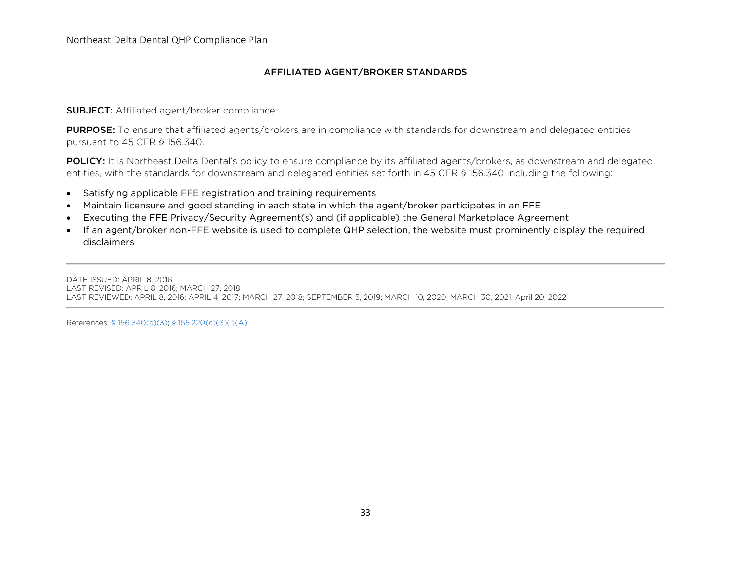## AFFILIATED AGENT/BROKER STANDARDS

**SUBJECT:** Affiliated agent/broker compliance

**PURPOSE:** To ensure that affiliated agents/brokers are in compliance with standards for downstream and delegated entities pursuant to 45 CFR § 156.340.

**POLICY:** It is Northeast Delta Dental's policy to ensure compliance by its affiliated agents/brokers, as downstream and delegated entities, with the standards for downstream and delegated entities set forth in 45 CFR § 156.340 including the following:

- Satisfying applicable FFE registration and training requirements
- Maintain licensure and good standing in each state in which the agent/broker participates in an FFE
- Executing the FFE Privacy/Security Agreement(s) and (if applicable) the General Marketplace Agreement
- If an agent/broker non-FFE website is used to complete QHP selection, the website must prominently display the required disclaimers

---

DATE ISSUED: APRIL 8, 2016
LAST REVISED: APRIL 8, 2016; MARCH 27, 2018
LAST REVIEWED: APRIL 8, 2016; APRIL 4, 2017; MARCH 27, 2018; SEPTEMBER 5, 2019; MARCH 10, 2020; MARCH 30, 2021; April 20, 2022

---

References: § 156.340(a)(3); § 155.220(c)(3)(i)(A)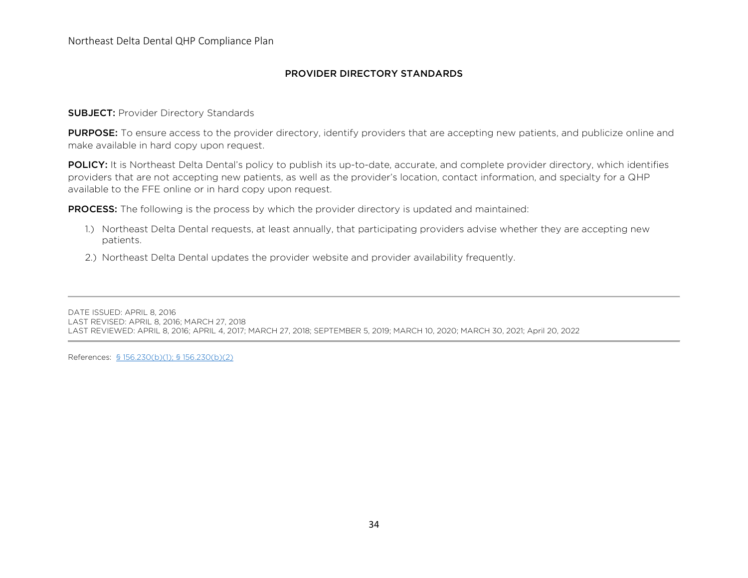## PROVIDER DIRECTORY STANDARDS

**SUBJECT:** Provider Directory Standards

**PURPOSE:** To ensure access to the provider directory, identify providers that are accepting new patients, and publicize online and make available in hard copy upon request.

**POLICY:** It is Northeast Delta Dental's policy to publish its up-to-date, accurate, and complete provider directory, which identifies providers that are not accepting new patients, as well as the provider's location, contact information, and specialty for a QHP available to the FFE online or in hard copy upon request.

**PROCESS:** The following is the process by which the provider directory is updated and maintained:

1.) Northeast Delta Dental requests, at least annually, that participating providers advise whether they are accepting new patients.

2.) Northeast Delta Dental updates the provider website and provider availability frequently.

---

DATE ISSUED: APRIL 8, 2016
LAST REVISED: APRIL 8, 2016; MARCH 27, 2018
LAST REVIEWED: APRIL 8, 2016; APRIL 4, 2017; MARCH 27, 2018; SEPTEMBER 5, 2019; MARCH 10, 2020; MARCH 30, 2021; April 20, 2022

---

References: § 156.230(b)(1); § 156.230(b)(2)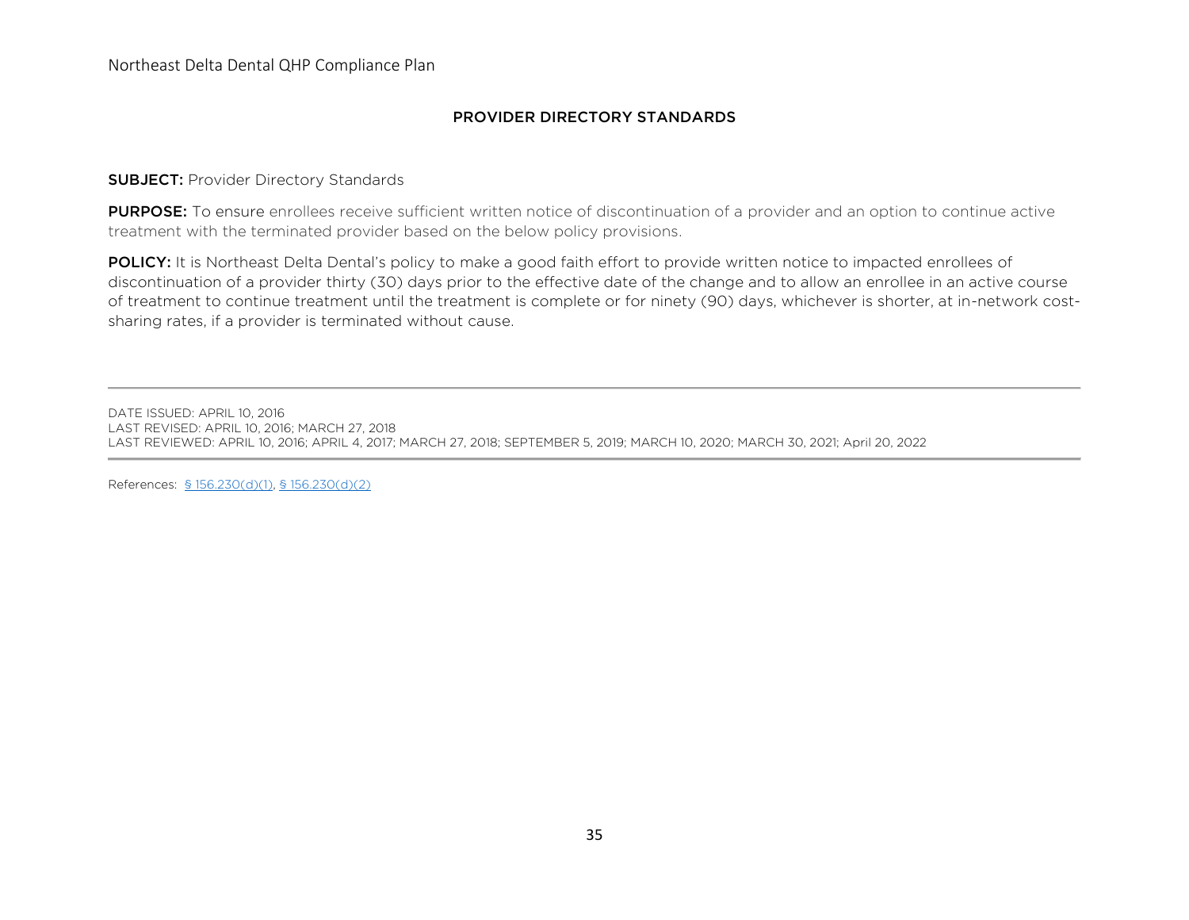## PROVIDER DIRECTORY STANDARDS

**SUBJECT:** Provider Directory Standards

**PURPOSE:** To ensure enrollees receive sufficient written notice of discontinuation of a provider and an option to continue active treatment with the terminated provider based on the below policy provisions.

**POLICY:** It is Northeast Delta Dental's policy to make a good faith effort to provide written notice to impacted enrollees of discontinuation of a provider thirty (30) days prior to the effective date of the change and to allow an enrollee in an active course of treatment to continue treatment until the treatment is complete or for ninety (90) days, whichever is shorter, at in-network cost-sharing rates, if a provider is terminated without cause.

---

DATE ISSUED: APRIL 10, 2016
LAST REVISED: APRIL 10, 2016; MARCH 27, 2018
LAST REVIEWED: APRIL 10, 2016; APRIL 4, 2017; MARCH 27, 2018; SEPTEMBER 5, 2019; MARCH 10, 2020; MARCH 30, 2021; April 20, 2022

---

References: § 156.230(d)(1), § 156.230(d)(2)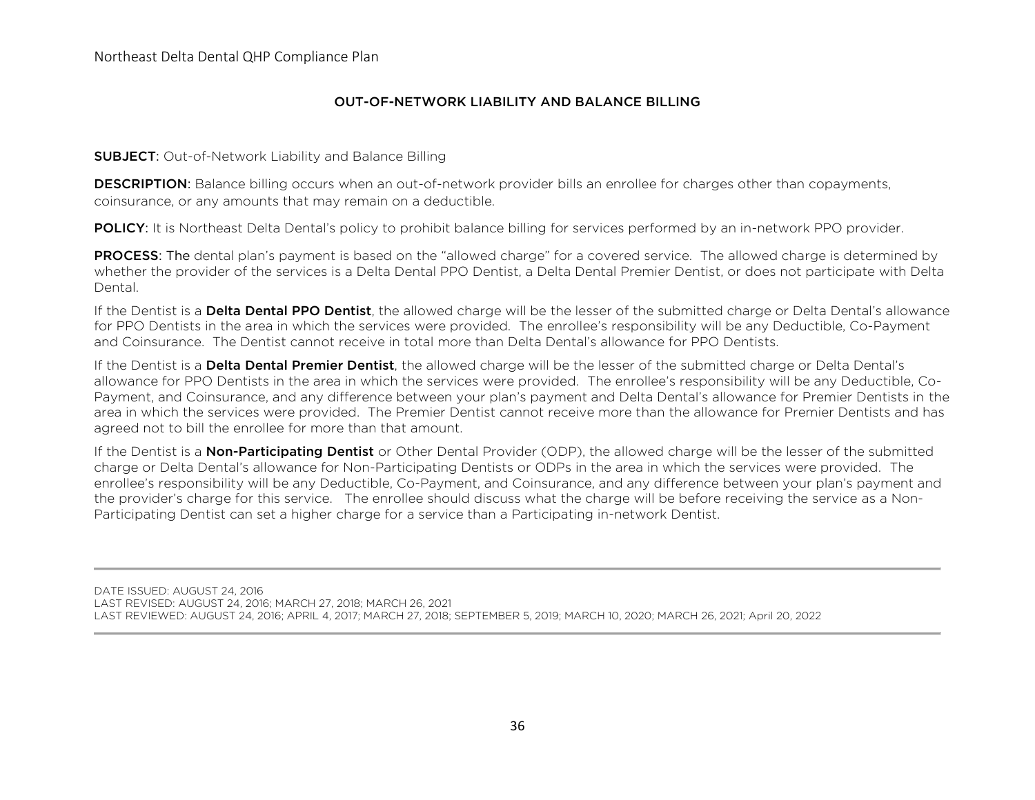## OUT-OF-NETWORK LIABILITY AND BALANCE BILLING

**SUBJECT**: Out-of-Network Liability and Balance Billing

**DESCRIPTION**: Balance billing occurs when an out-of-network provider bills an enrollee for charges other than copayments, coinsurance, or any amounts that may remain on a deductible.

**POLICY**: It is Northeast Delta Dental's policy to prohibit balance billing for services performed by an in-network PPO provider.

**PROCESS**: The dental plan's payment is based on the "allowed charge" for a covered service. The allowed charge is determined by whether the provider of the services is a Delta Dental PPO Dentist, a Delta Dental Premier Dentist, or does not participate with Delta Dental.

If the Dentist is a **Delta Dental PPO Dentist**, the allowed charge will be the lesser of the submitted charge or Delta Dental's allowance for PPO Dentists in the area in which the services were provided. The enrollee's responsibility will be any Deductible, Co-Payment and Coinsurance. The Dentist cannot receive in total more than Delta Dental's allowance for PPO Dentists.

If the Dentist is a **Delta Dental Premier Dentist**, the allowed charge will be the lesser of the submitted charge or Delta Dental's allowance for PPO Dentists in the area in which the services were provided. The enrollee's responsibility will be any Deductible, Co-Payment, and Coinsurance, and any difference between your plan's payment and Delta Dental's allowance for Premier Dentists in the area in which the services were provided. The Premier Dentist cannot receive more than the allowance for Premier Dentists and has agreed not to bill the enrollee for more than that amount.

If the Dentist is a **Non-Participating Dentist** or Other Dental Provider (ODP), the allowed charge will be the lesser of the submitted charge or Delta Dental's allowance for Non-Participating Dentists or ODPs in the area in which the services were provided. The enrollee's responsibility will be any Deductible, Co-Payment, and Coinsurance, and any difference between your plan's payment and the provider's charge for this service. The enrollee should discuss what the charge will be before receiving the service as a Non-Participating Dentist can set a higher charge for a service than a Participating in-network Dentist.

---

DATE ISSUED: AUGUST 24, 2016
LAST REVISED: AUGUST 24, 2016; MARCH 27, 2018; MARCH 26, 2021
LAST REVIEWED: AUGUST 24, 2016; APRIL 4, 2017; MARCH 27, 2018; SEPTEMBER 5, 2019; MARCH 10, 2020; MARCH 26, 2021; April 20, 2022

---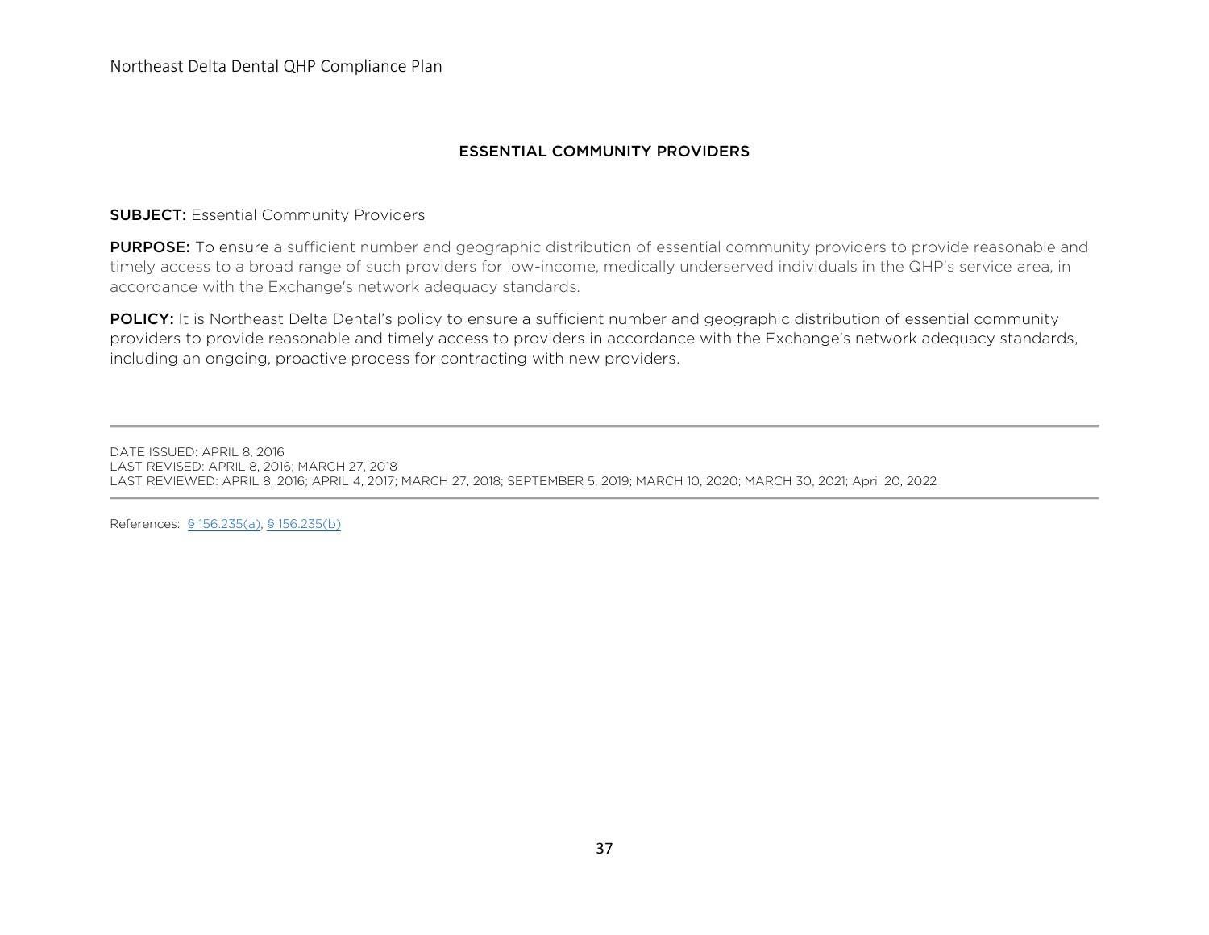## ESSENTIAL COMMUNITY PROVIDERS

**SUBJECT:** Essential Community Providers

**PURPOSE:** To ensure a sufficient number and geographic distribution of essential community providers to provide reasonable and timely access to a broad range of such providers for low-income, medically underserved individuals in the QHP's service area, in accordance with the Exchange's network adequacy standards.

**POLICY:** It is Northeast Delta Dental's policy to ensure a sufficient number and geographic distribution of essential community providers to provide reasonable and timely access to providers in accordance with the Exchange's network adequacy standards, including an ongoing, proactive process for contracting with new providers.

---

DATE ISSUED: APRIL 8, 2016
LAST REVISED: APRIL 8, 2016; MARCH 27, 2018
LAST REVIEWED: APRIL 8, 2016; APRIL 4, 2017; MARCH 27, 2018; SEPTEMBER 5, 2019; MARCH 10, 2020; MARCH 30, 2021; April 20, 2022

---

References: § 156.235(a), § 156.235(b)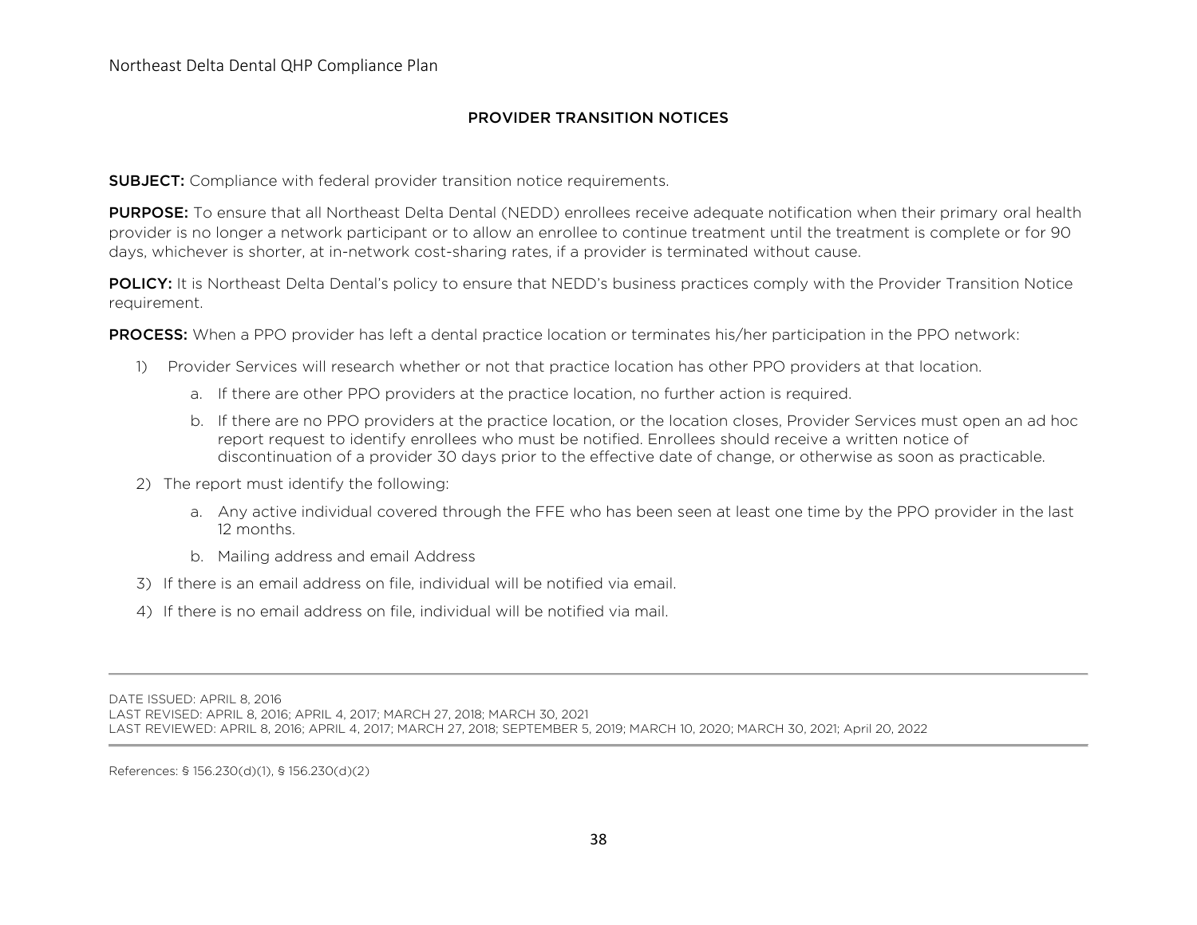## PROVIDER TRANSITION NOTICES

**SUBJECT:** Compliance with federal provider transition notice requirements.

**PURPOSE:** To ensure that all Northeast Delta Dental (NEDD) enrollees receive adequate notification when their primary oral health provider is no longer a network participant or to allow an enrollee to continue treatment until the treatment is complete or for 90 days, whichever is shorter, at in-network cost-sharing rates, if a provider is terminated without cause.

**POLICY:** It is Northeast Delta Dental's policy to ensure that NEDD's business practices comply with the Provider Transition Notice requirement.

**PROCESS:** When a PPO provider has left a dental practice location or terminates his/her participation in the PPO network:

1) Provider Services will research whether or not that practice location has other PPO providers at that location.
   a. If there are other PPO providers at the practice location, no further action is required.
   b. If there are no PPO providers at the practice location, or the location closes, Provider Services must open an ad hoc report request to identify enrollees who must be notified. Enrollees should receive a written notice of discontinuation of a provider 30 days prior to the effective date of change, or otherwise as soon as practicable.
2) The report must identify the following:
   a. Any active individual covered through the FFE who has been seen at least one time by the PPO provider in the last 12 months.
   b. Mailing address and email Address
3) If there is an email address on file, individual will be notified via email.
4) If there is no email address on file, individual will be notified via mail.

---

DATE ISSUED: APRIL 8, 2016
LAST REVISED: APRIL 8, 2016; APRIL 4, 2017; MARCH 27, 2018; MARCH 30, 2021
LAST REVIEWED: APRIL 8, 2016; APRIL 4, 2017; MARCH 27, 2018; SEPTEMBER 5, 2019; MARCH 10, 2020; MARCH 30, 2021; April 20, 2022

---

References: § 156.230(d)(1), § 156.230(d)(2)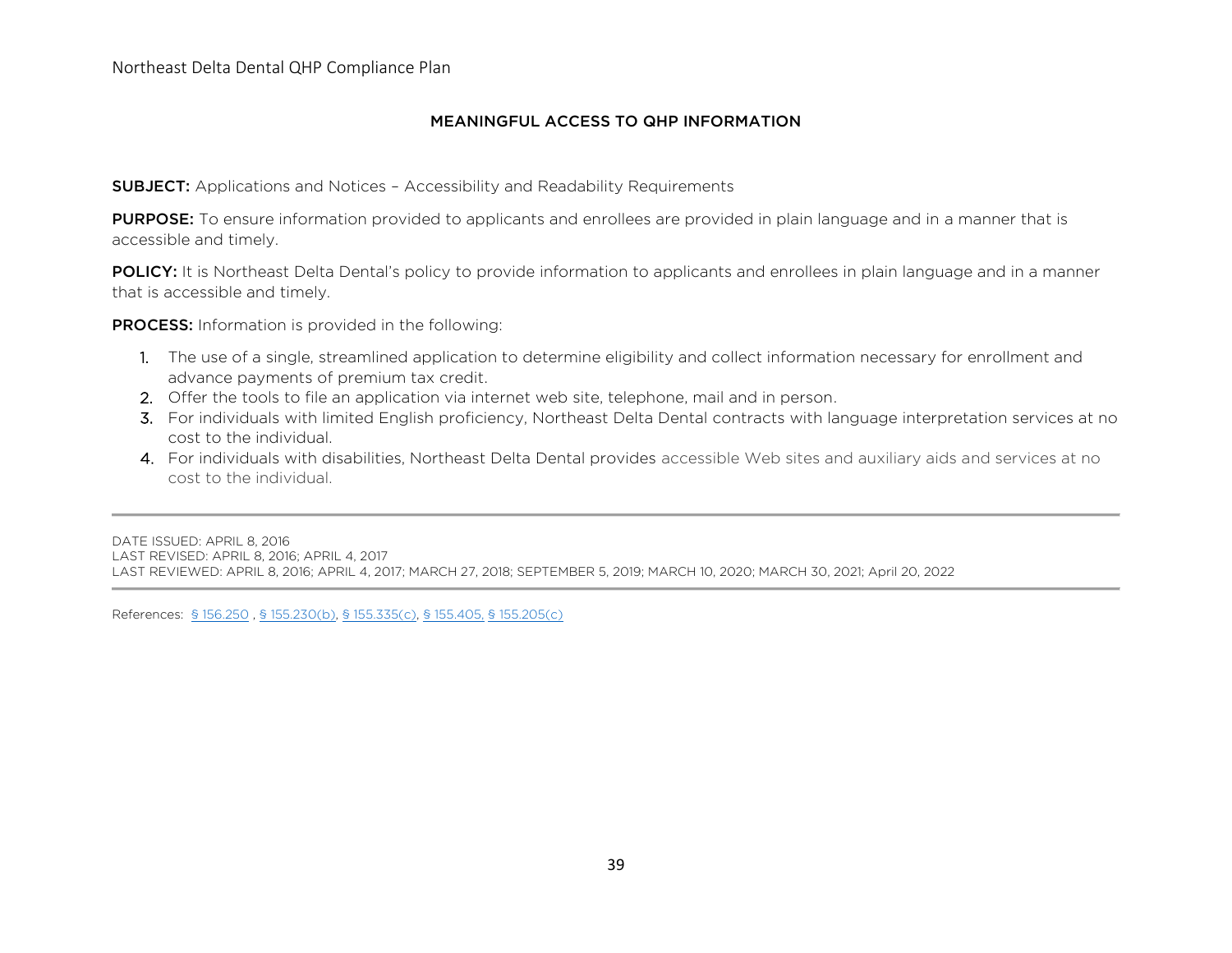## MEANINGFUL ACCESS TO QHP INFORMATION

**SUBJECT:** Applications and Notices – Accessibility and Readability Requirements

**PURPOSE:** To ensure information provided to applicants and enrollees are provided in plain language and in a manner that is accessible and timely.

**POLICY:** It is Northeast Delta Dental's policy to provide information to applicants and enrollees in plain language and in a manner that is accessible and timely.

**PROCESS:** Information is provided in the following:

1. The use of a single, streamlined application to determine eligibility and collect information necessary for enrollment and advance payments of premium tax credit.
2. Offer the tools to file an application via internet web site, telephone, mail and in person.
3. For individuals with limited English proficiency, Northeast Delta Dental contracts with language interpretation services at no cost to the individual.
4. For individuals with disabilities, Northeast Delta Dental provides accessible Web sites and auxiliary aids and services at no cost to the individual.

---

DATE ISSUED: APRIL 8, 2016
LAST REVISED: APRIL 8, 2016; APRIL 4, 2017
LAST REVIEWED: APRIL 8, 2016; APRIL 4, 2017; MARCH 27, 2018; SEPTEMBER 5, 2019; MARCH 10, 2020; MARCH 30, 2021; April 20, 2022

---

References: § 156.250 , § 155.230(b), § 155.335(c), § 155.405, § 155.205(c)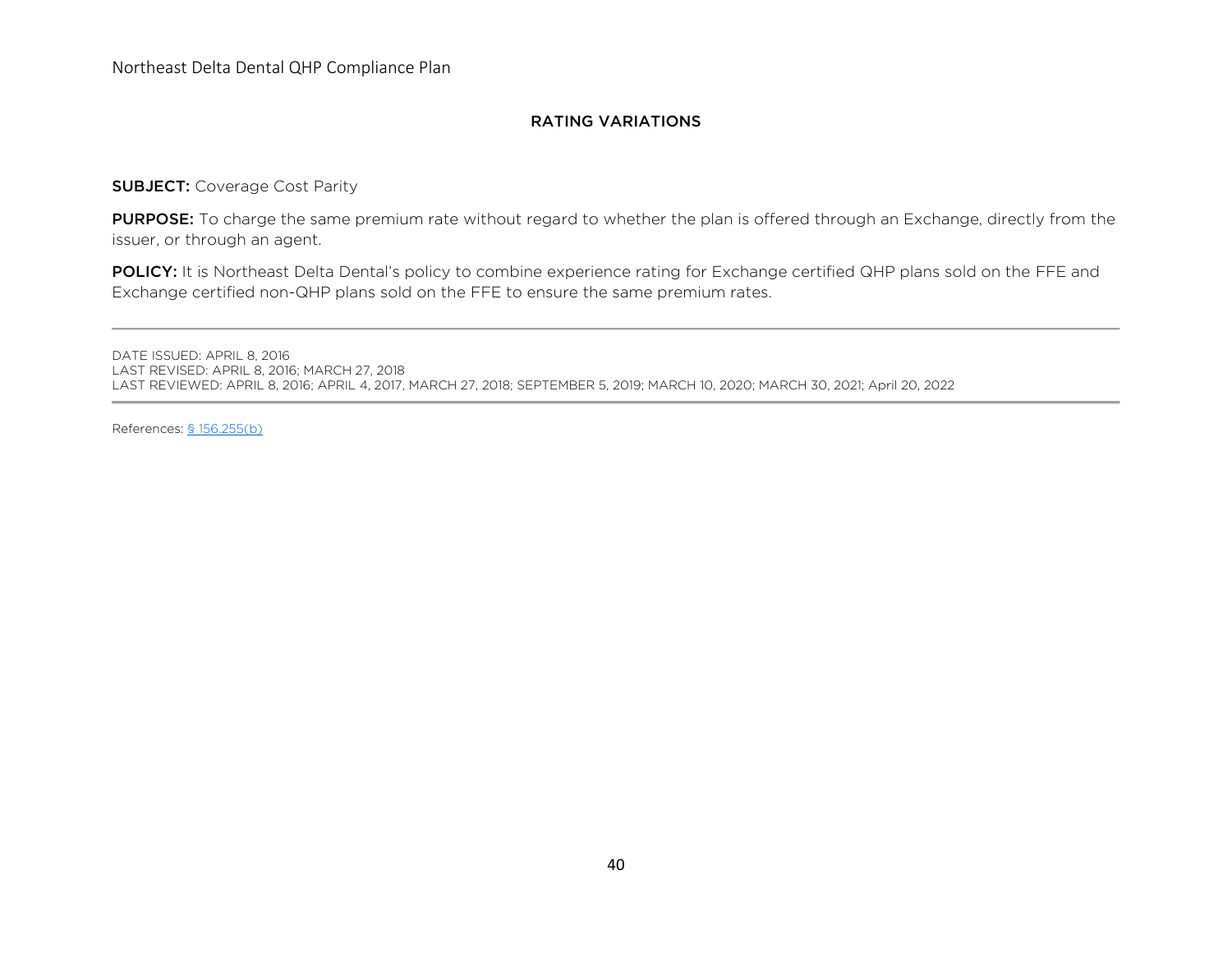## RATING VARIATIONS

**SUBJECT:** Coverage Cost Parity

**PURPOSE:** To charge the same premium rate without regard to whether the plan is offered through an Exchange, directly from the issuer, or through an agent.

**POLICY:** It is Northeast Delta Dental's policy to combine experience rating for Exchange certified QHP plans sold on the FFE and Exchange certified non-QHP plans sold on the FFE to ensure the same premium rates.

---

DATE ISSUED: APRIL 8, 2016
LAST REVISED: APRIL 8, 2016; MARCH 27, 2018
LAST REVIEWED: APRIL 8, 2016; APRIL 4, 2017, MARCH 27, 2018; SEPTEMBER 5, 2019; MARCH 10, 2020; MARCH 30, 2021; April 20, 2022

---

References: § 156.255(b)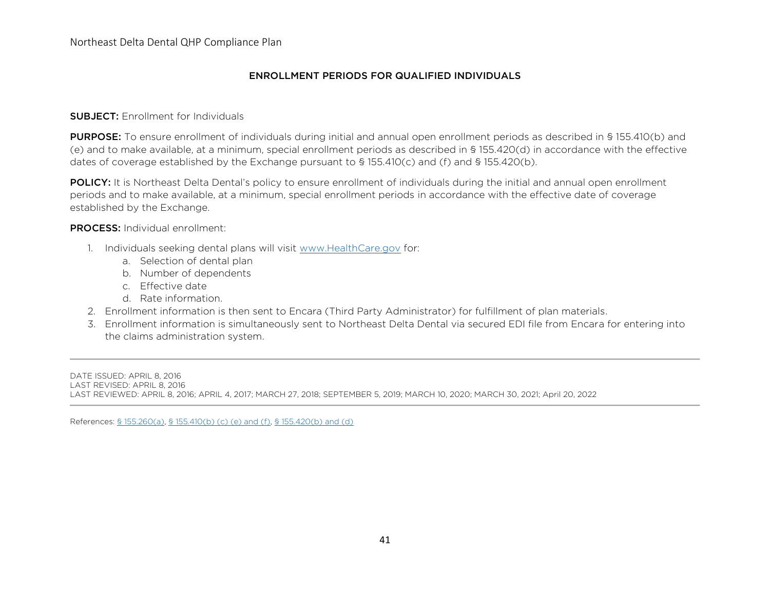## ENROLLMENT PERIODS FOR QUALIFIED INDIVIDUALS

**SUBJECT:** Enrollment for Individuals

**PURPOSE:** To ensure enrollment of individuals during initial and annual open enrollment periods as described in § 155.410(b) and (e) and to make available, at a minimum, special enrollment periods as described in § 155.420(d) in accordance with the effective dates of coverage established by the Exchange pursuant to § 155.410(c) and (f) and § 155.420(b).

**POLICY:** It is Northeast Delta Dental's policy to ensure enrollment of individuals during the initial and annual open enrollment periods and to make available, at a minimum, special enrollment periods in accordance with the effective date of coverage established by the Exchange.

**PROCESS:** Individual enrollment:

1. Individuals seeking dental plans will visit [www.HealthCare.gov](www.HealthCare.gov) for:
   a. Selection of dental plan
   b. Number of dependents
   c. Effective date
   d. Rate information.
2. Enrollment information is then sent to Encara (Third Party Administrator) for fulfillment of plan materials.
3. Enrollment information is simultaneously sent to Northeast Delta Dental via secured EDI file from Encara for entering into the claims administration system.

---

DATE ISSUED: APRIL 8, 2016
LAST REVISED: APRIL 8, 2016
LAST REVIEWED: APRIL 8, 2016; APRIL 4, 2017; MARCH 27, 2018; SEPTEMBER 5, 2019; MARCH 10, 2020; MARCH 30, 2021; April 20, 2022

---

References: § 155.260(a), § 155.410(b) (c) (e) and (f), § 155.420(b) and (d)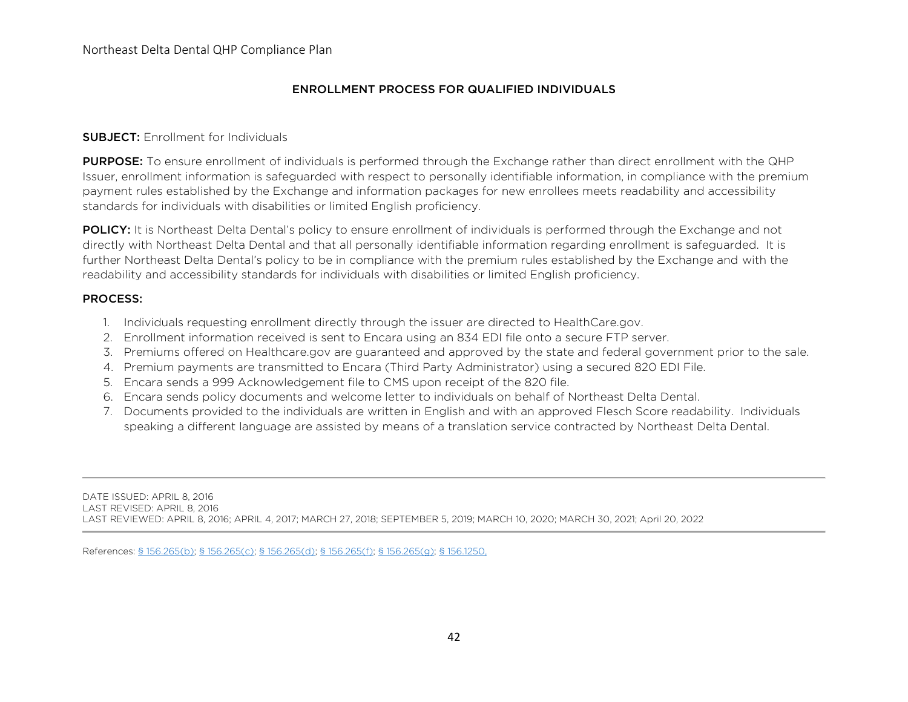## ENROLLMENT PROCESS FOR QUALIFIED INDIVIDUALS

**SUBJECT:** Enrollment for Individuals

**PURPOSE:** To ensure enrollment of individuals is performed through the Exchange rather than direct enrollment with the QHP Issuer, enrollment information is safeguarded with respect to personally identifiable information, in compliance with the premium payment rules established by the Exchange and information packages for new enrollees meets readability and accessibility standards for individuals with disabilities or limited English proficiency.

**POLICY:** It is Northeast Delta Dental's policy to ensure enrollment of individuals is performed through the Exchange and not directly with Northeast Delta Dental and that all personally identifiable information regarding enrollment is safeguarded. It is further Northeast Delta Dental's policy to be in compliance with the premium rules established by the Exchange and with the readability and accessibility standards for individuals with disabilities or limited English proficiency.

**PROCESS:**

1. Individuals requesting enrollment directly through the issuer are directed to HealthCare.gov.
2. Enrollment information received is sent to Encara using an 834 EDI file onto a secure FTP server.
3. Premiums offered on Healthcare.gov are guaranteed and approved by the state and federal government prior to the sale.
4. Premium payments are transmitted to Encara (Third Party Administrator) using a secured 820 EDI File.
5. Encara sends a 999 Acknowledgement file to CMS upon receipt of the 820 file.
6. Encara sends policy documents and welcome letter to individuals on behalf of Northeast Delta Dental.
7. Documents provided to the individuals are written in English and with an approved Flesch Score readability. Individuals speaking a different language are assisted by means of a translation service contracted by Northeast Delta Dental.

---

DATE ISSUED: APRIL 8, 2016
LAST REVISED: APRIL 8, 2016
LAST REVIEWED: APRIL 8, 2016; APRIL 4, 2017; MARCH 27, 2018; SEPTEMBER 5, 2019; MARCH 10, 2020; MARCH 30, 2021; April 20, 2022

---

References: § 156.265(b); § 156.265(c); § 156.265(d); § 156.265(f); § 156.265(g); § 156.1250.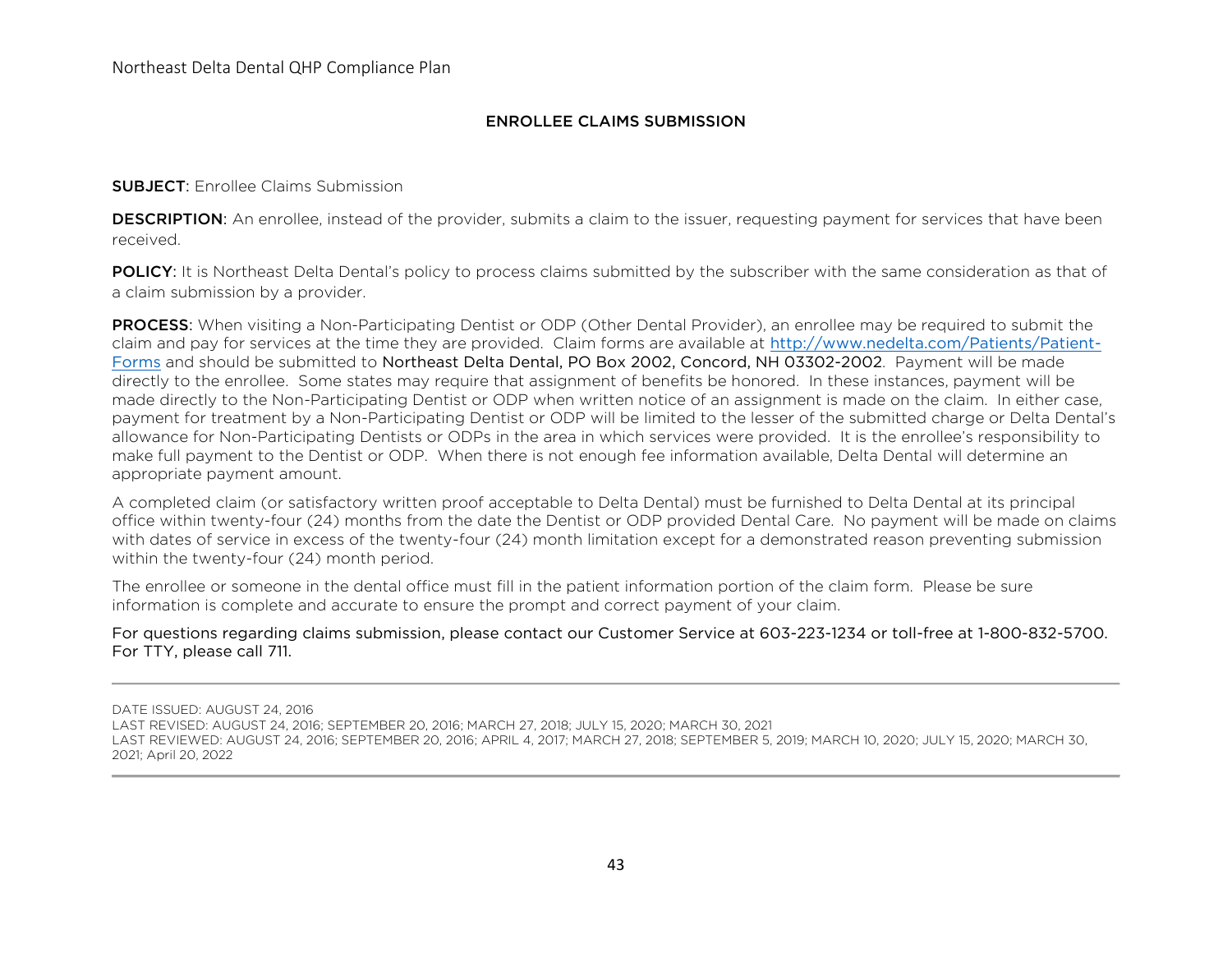## ENROLLEE CLAIMS SUBMISSION

**SUBJECT**: Enrollee Claims Submission

**DESCRIPTION**: An enrollee, instead of the provider, submits a claim to the issuer, requesting payment for services that have been received.

**POLICY**: It is Northeast Delta Dental's policy to process claims submitted by the subscriber with the same consideration as that of a claim submission by a provider.

**PROCESS**: When visiting a Non-Participating Dentist or ODP (Other Dental Provider), an enrollee may be required to submit the claim and pay for services at the time they are provided. Claim forms are available at [http://www.nedelta.com/Patients/Patient-Forms](http://www.nedelta.com/Patients/Patient-Forms) and should be submitted to Northeast Delta Dental, PO Box 2002, Concord, NH 03302-2002. Payment will be made directly to the enrollee. Some states may require that assignment of benefits be honored. In these instances, payment will be made directly to the Non-Participating Dentist or ODP when written notice of an assignment is made on the claim. In either case, payment for treatment by a Non-Participating Dentist or ODP will be limited to the lesser of the submitted charge or Delta Dental's allowance for Non-Participating Dentists or ODPs in the area in which services were provided. It is the enrollee's responsibility to make full payment to the Dentist or ODP. When there is not enough fee information available, Delta Dental will determine an appropriate payment amount.

A completed claim (or satisfactory written proof acceptable to Delta Dental) must be furnished to Delta Dental at its principal office within twenty-four (24) months from the date the Dentist or ODP provided Dental Care. No payment will be made on claims with dates of service in excess of the twenty-four (24) month limitation except for a demonstrated reason preventing submission within the twenty-four (24) month period.

The enrollee or someone in the dental office must fill in the patient information portion of the claim form. Please be sure information is complete and accurate to ensure the prompt and correct payment of your claim.

For questions regarding claims submission, please contact our Customer Service at 603-223-1234 or toll-free at 1-800-832-5700. For TTY, please call 711.

---

DATE ISSUED: AUGUST 24, 2016
LAST REVISED: AUGUST 24, 2016; SEPTEMBER 20, 2016; MARCH 27, 2018; JULY 15, 2020; MARCH 30, 2021
LAST REVIEWED: AUGUST 24, 2016; SEPTEMBER 20, 2016; APRIL 4, 2017; MARCH 27, 2018; SEPTEMBER 5, 2019; MARCH 10, 2020; JULY 15, 2020; MARCH 30, 2021; April 20, 2022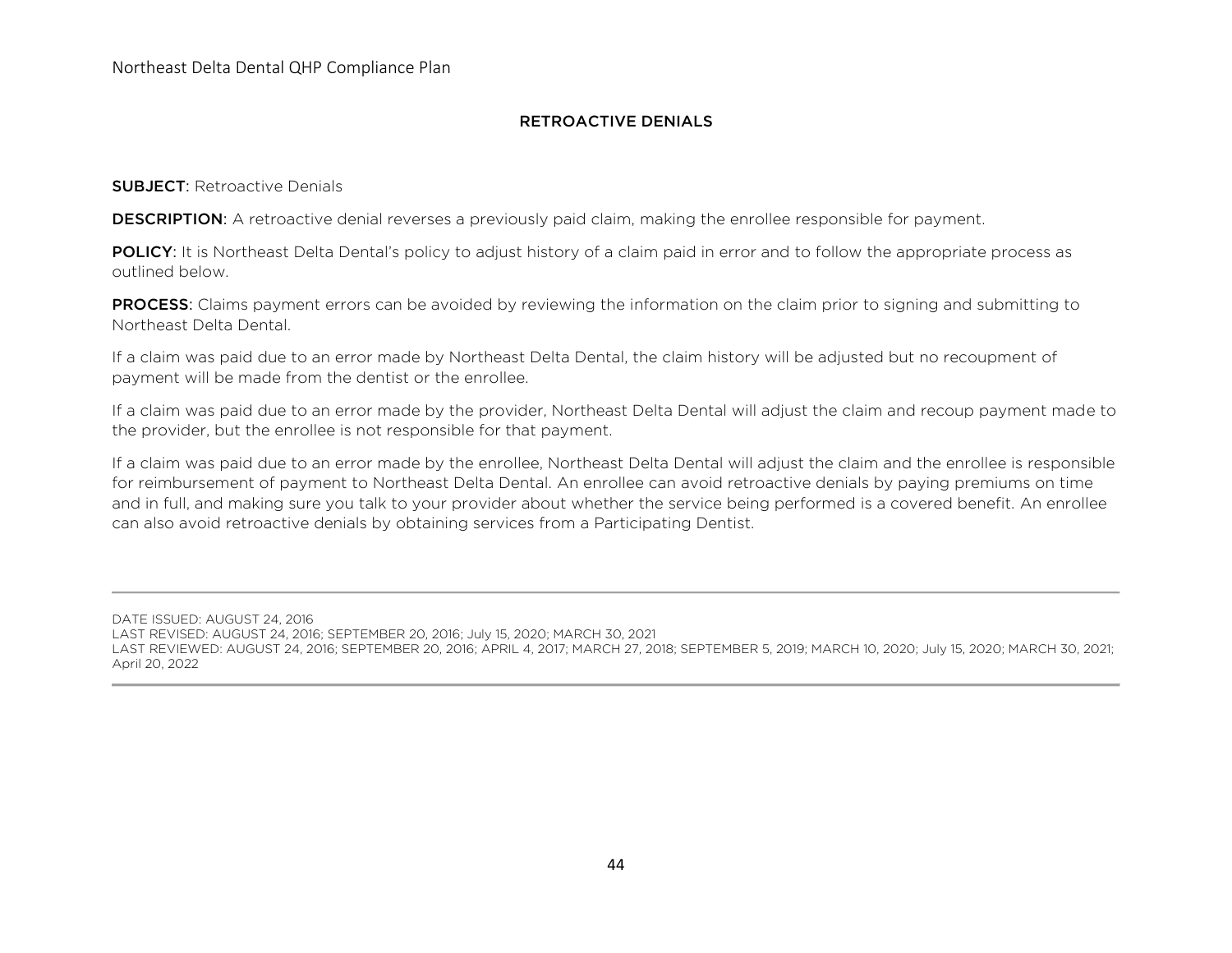## RETROACTIVE DENIALS

**SUBJECT**: Retroactive Denials

**DESCRIPTION**: A retroactive denial reverses a previously paid claim, making the enrollee responsible for payment.

**POLICY**: It is Northeast Delta Dental's policy to adjust history of a claim paid in error and to follow the appropriate process as outlined below.

**PROCESS**: Claims payment errors can be avoided by reviewing the information on the claim prior to signing and submitting to Northeast Delta Dental.

If a claim was paid due to an error made by Northeast Delta Dental, the claim history will be adjusted but no recoupment of payment will be made from the dentist or the enrollee.

If a claim was paid due to an error made by the provider, Northeast Delta Dental will adjust the claim and recoup payment made to the provider, but the enrollee is not responsible for that payment.

If a claim was paid due to an error made by the enrollee, Northeast Delta Dental will adjust the claim and the enrollee is responsible for reimbursement of payment to Northeast Delta Dental. An enrollee can avoid retroactive denials by paying premiums on time and in full, and making sure you talk to your provider about whether the service being performed is a covered benefit. An enrollee can also avoid retroactive denials by obtaining services from a Participating Dentist.

---

DATE ISSUED: AUGUST 24, 2016
LAST REVISED: AUGUST 24, 2016; SEPTEMBER 20, 2016; July 15, 2020; MARCH 30, 2021
LAST REVIEWED: AUGUST 24, 2016; SEPTEMBER 20, 2016; APRIL 4, 2017; MARCH 27, 2018; SEPTEMBER 5, 2019; MARCH 10, 2020; July 15, 2020; MARCH 30, 2021; April 20, 2022

---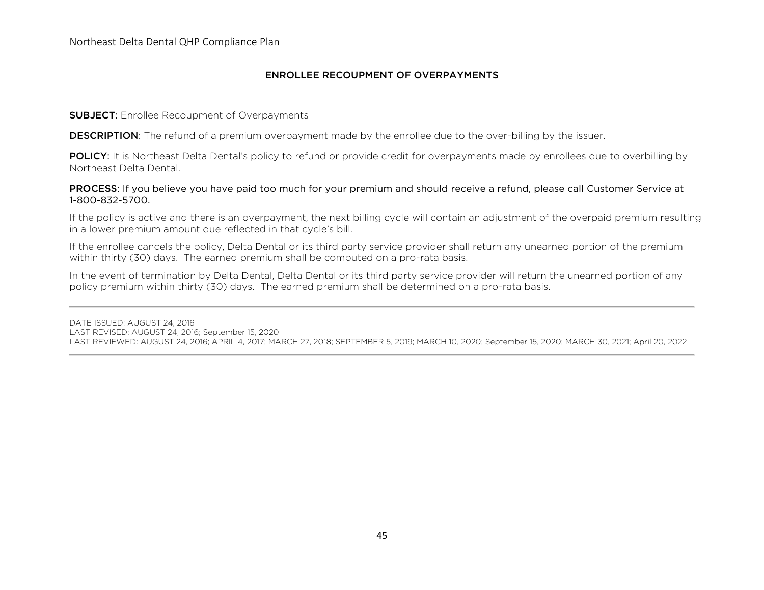## ENROLLEE RECOUPMENT OF OVERPAYMENTS

**SUBJECT**: Enrollee Recoupment of Overpayments

**DESCRIPTION**: The refund of a premium overpayment made by the enrollee due to the over-billing by the issuer.

**POLICY**: It is Northeast Delta Dental's policy to refund or provide credit for overpayments made by enrollees due to overbilling by Northeast Delta Dental.

**PROCESS**: If you believe you have paid too much for your premium and should receive a refund, please call Customer Service at 1-800-832-5700.

If the policy is active and there is an overpayment, the next billing cycle will contain an adjustment of the overpaid premium resulting in a lower premium amount due reflected in that cycle's bill.

If the enrollee cancels the policy, Delta Dental or its third party service provider shall return any unearned portion of the premium within thirty (30) days. The earned premium shall be computed on a pro-rata basis.

In the event of termination by Delta Dental, Delta Dental or its third party service provider will return the unearned portion of any policy premium within thirty (30) days. The earned premium shall be determined on a pro-rata basis.

---

DATE ISSUED: AUGUST 24, 2016
LAST REVISED: AUGUST 24, 2016; September 15, 2020
LAST REVIEWED: AUGUST 24, 2016; APRIL 4, 2017; MARCH 27, 2018; SEPTEMBER 5, 2019; MARCH 10, 2020; September 15, 2020; MARCH 30, 2021; April 20, 2022

---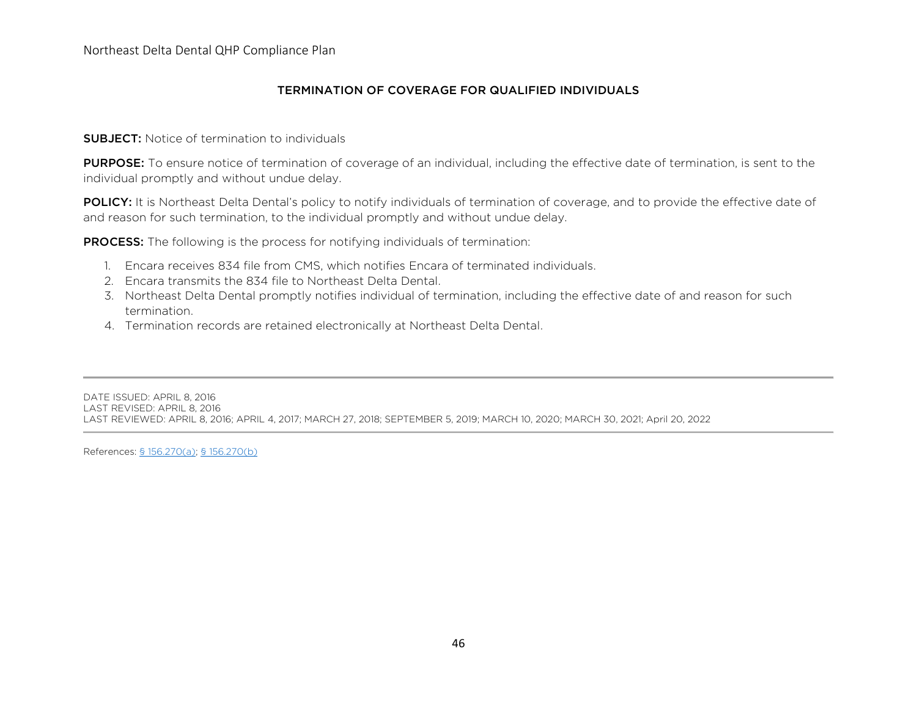## TERMINATION OF COVERAGE FOR QUALIFIED INDIVIDUALS

**SUBJECT:** Notice of termination to individuals

**PURPOSE:** To ensure notice of termination of coverage of an individual, including the effective date of termination, is sent to the individual promptly and without undue delay.

**POLICY:** It is Northeast Delta Dental's policy to notify individuals of termination of coverage, and to provide the effective date of and reason for such termination, to the individual promptly and without undue delay.

**PROCESS:** The following is the process for notifying individuals of termination:

1. Encara receives 834 file from CMS, which notifies Encara of terminated individuals.
2. Encara transmits the 834 file to Northeast Delta Dental.
3. Northeast Delta Dental promptly notifies individual of termination, including the effective date of and reason for such termination.
4. Termination records are retained electronically at Northeast Delta Dental.

---

DATE ISSUED: APRIL 8, 2016
LAST REVISED: APRIL 8, 2016
LAST REVIEWED: APRIL 8, 2016; APRIL 4, 2017; MARCH 27, 2018; SEPTEMBER 5, 2019; MARCH 10, 2020; MARCH 30, 2021; April 20, 2022

---

References: § 156.270(a); § 156.270(b)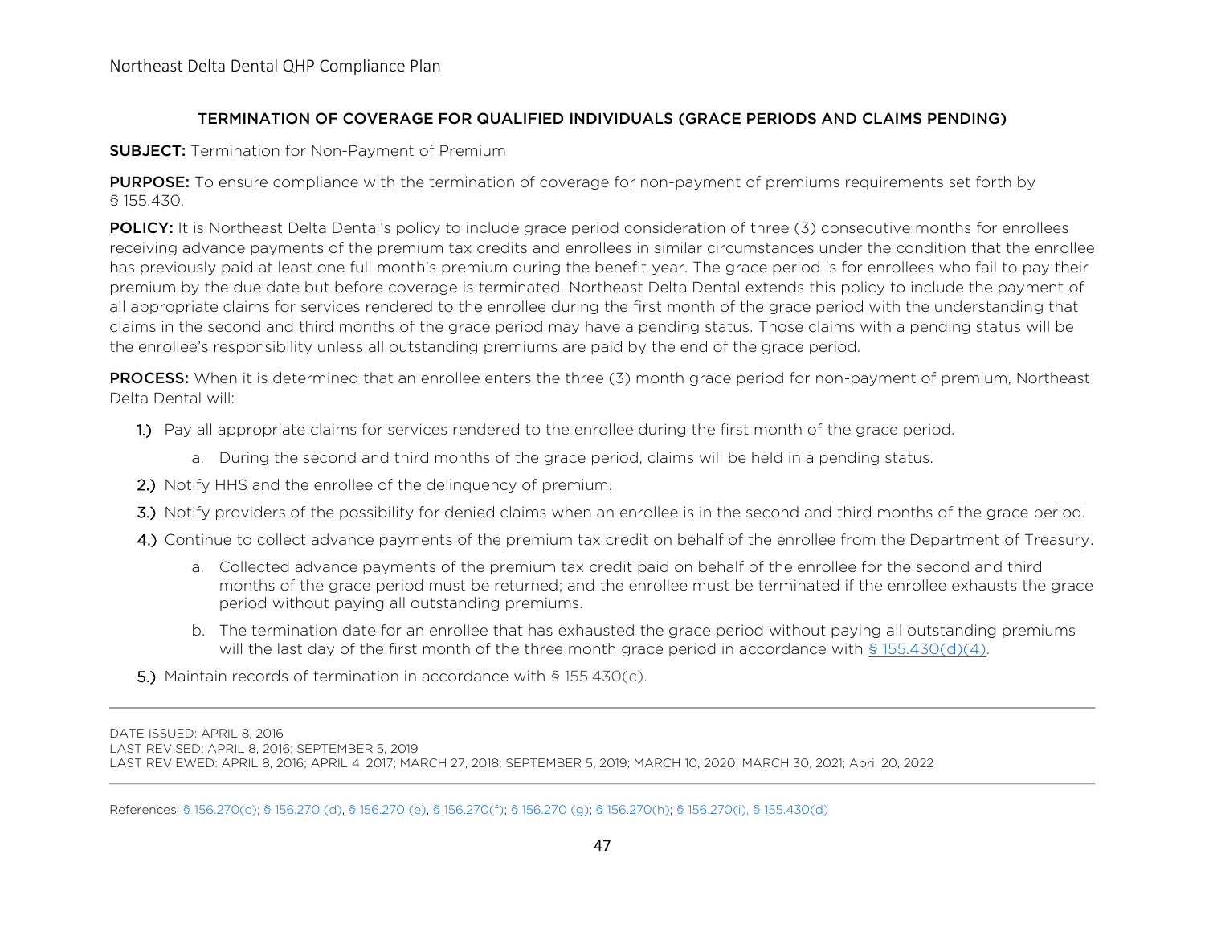## TERMINATION OF COVERAGE FOR QUALIFIED INDIVIDUALS (GRACE PERIODS AND CLAIMS PENDING)

**SUBJECT:** Termination for Non-Payment of Premium

**PURPOSE:** To ensure compliance with the termination of coverage for non-payment of premiums requirements set forth by § 155.430.

**POLICY:** It is Northeast Delta Dental's policy to include grace period consideration of three (3) consecutive months for enrollees receiving advance payments of the premium tax credits and enrollees in similar circumstances under the condition that the enrollee has previously paid at least one full month's premium during the benefit year. The grace period is for enrollees who fail to pay their premium by the due date but before coverage is terminated. Northeast Delta Dental extends this policy to include the payment of all appropriate claims for services rendered to the enrollee during the first month of the grace period with the understanding that claims in the second and third months of the grace period may have a pending status. Those claims with a pending status will be the enrollee's responsibility unless all outstanding premiums are paid by the end of the grace period.

**PROCESS:** When it is determined that an enrollee enters the three (3) month grace period for non-payment of premium, Northeast Delta Dental will:

1.) Pay all appropriate claims for services rendered to the enrollee during the first month of the grace period.
   a. During the second and third months of the grace period, claims will be held in a pending status.

2.) Notify HHS and the enrollee of the delinquency of premium.

3.) Notify providers of the possibility for denied claims when an enrollee is in the second and third months of the grace period.

4.) Continue to collect advance payments of the premium tax credit on behalf of the enrollee from the Department of Treasury.
   a. Collected advance payments of the premium tax credit paid on behalf of the enrollee for the second and third months of the grace period must be returned; and the enrollee must be terminated if the enrollee exhausts the grace period without paying all outstanding premiums.
   b. The termination date for an enrollee that has exhausted the grace period without paying all outstanding premiums will the last day of the first month of the three month grace period in accordance with § 155.430(d)(4).

5.) Maintain records of termination in accordance with § 155.430(c).

---

DATE ISSUED: APRIL 8, 2016
LAST REVISED: APRIL 8, 2016; SEPTEMBER 5, 2019
LAST REVIEWED: APRIL 8, 2016; APRIL 4, 2017; MARCH 27, 2018; SEPTEMBER 5, 2019; MARCH 10, 2020; MARCH 30, 2021; April 20, 2022

---

References: § 156.270(c); § 156.270 (d), § 156.270 (e), § 156.270(f); § 156.270 (g); § 156.270(h); § 156.270(i), § 155.430(d)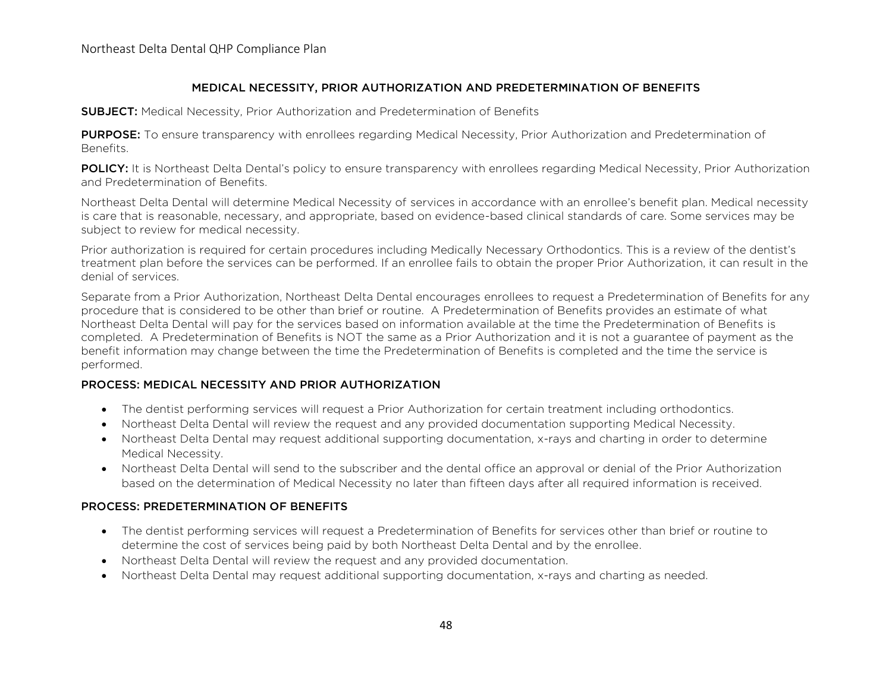## MEDICAL NECESSITY, PRIOR AUTHORIZATION AND PREDETERMINATION OF BENEFITS

**SUBJECT:** Medical Necessity, Prior Authorization and Predetermination of Benefits

**PURPOSE:** To ensure transparency with enrollees regarding Medical Necessity, Prior Authorization and Predetermination of Benefits.

**POLICY:** It is Northeast Delta Dental's policy to ensure transparency with enrollees regarding Medical Necessity, Prior Authorization and Predetermination of Benefits.

Northeast Delta Dental will determine Medical Necessity of services in accordance with an enrollee's benefit plan. Medical necessity is care that is reasonable, necessary, and appropriate, based on evidence-based clinical standards of care. Some services may be subject to review for medical necessity.

Prior authorization is required for certain procedures including Medically Necessary Orthodontics. This is a review of the dentist's treatment plan before the services can be performed. If an enrollee fails to obtain the proper Prior Authorization, it can result in the denial of services.

Separate from a Prior Authorization, Northeast Delta Dental encourages enrollees to request a Predetermination of Benefits for any procedure that is considered to be other than brief or routine. A Predetermination of Benefits provides an estimate of what Northeast Delta Dental will pay for the services based on information available at the time the Predetermination of Benefits is completed. A Predetermination of Benefits is NOT the same as a Prior Authorization and it is not a guarantee of payment as the benefit information may change between the time the Predetermination of Benefits is completed and the time the service is performed.

### PROCESS: MEDICAL NECESSITY AND PRIOR AUTHORIZATION

- The dentist performing services will request a Prior Authorization for certain treatment including orthodontics.
- Northeast Delta Dental will review the request and any provided documentation supporting Medical Necessity.
- Northeast Delta Dental may request additional supporting documentation, x-rays and charting in order to determine Medical Necessity.
- Northeast Delta Dental will send to the subscriber and the dental office an approval or denial of the Prior Authorization based on the determination of Medical Necessity no later than fifteen days after all required information is received.

### PROCESS: PREDETERMINATION OF BENEFITS

- The dentist performing services will request a Predetermination of Benefits for services other than brief or routine to determine the cost of services being paid by both Northeast Delta Dental and by the enrollee.
- Northeast Delta Dental will review the request and any provided documentation.
- Northeast Delta Dental may request additional supporting documentation, x-rays and charting as needed.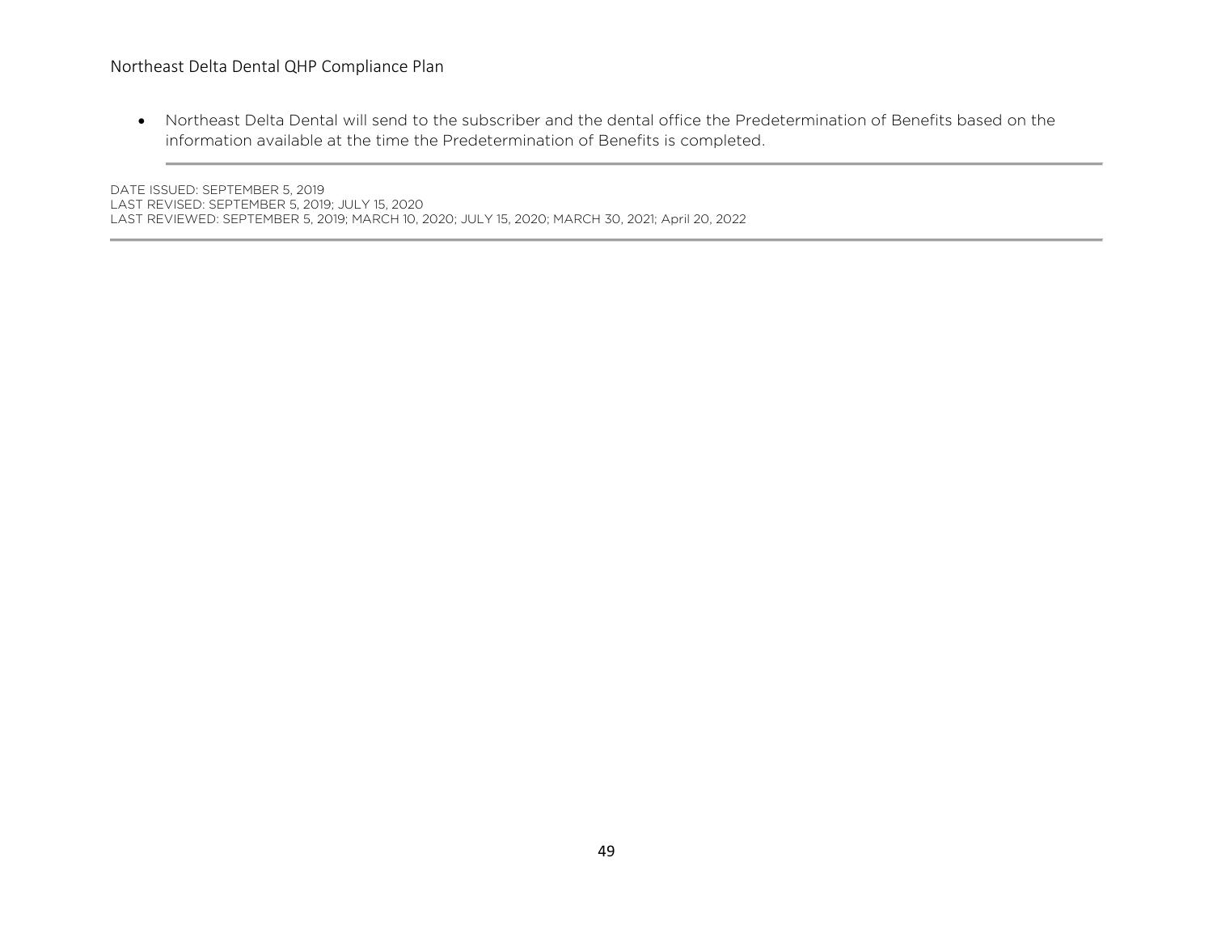- Northeast Delta Dental will send to the subscriber and the dental office the Predetermination of Benefits based on the information available at the time the Predetermination of Benefits is completed.

---

DATE ISSUED: SEPTEMBER 5, 2019
LAST REVISED: SEPTEMBER 5, 2019; JULY 15, 2020
LAST REVIEWED: SEPTEMBER 5, 2019; MARCH 10, 2020; JULY 15, 2020; MARCH 30, 2021; April 20, 2022

---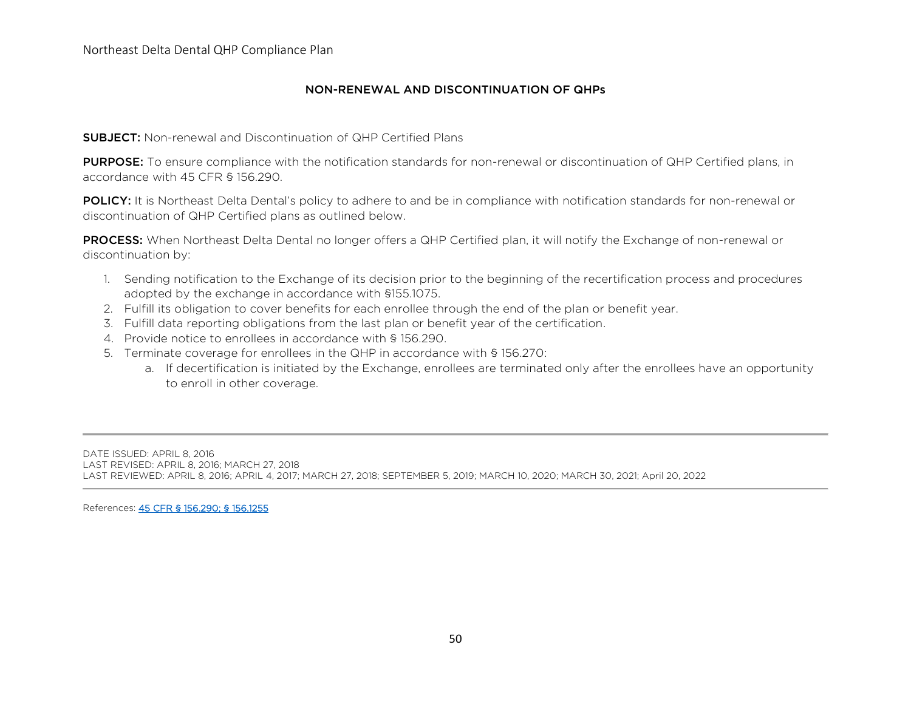## NON-RENEWAL AND DISCONTINUATION OF QHPs

**SUBJECT:** Non-renewal and Discontinuation of QHP Certified Plans

**PURPOSE:** To ensure compliance with the notification standards for non-renewal or discontinuation of QHP Certified plans, in accordance with 45 CFR § 156.290.

**POLICY:** It is Northeast Delta Dental's policy to adhere to and be in compliance with notification standards for non-renewal or discontinuation of QHP Certified plans as outlined below.

**PROCESS:** When Northeast Delta Dental no longer offers a QHP Certified plan, it will notify the Exchange of non-renewal or discontinuation by:

1. Sending notification to the Exchange of its decision prior to the beginning of the recertification process and procedures adopted by the exchange in accordance with §155.1075.
2. Fulfill its obligation to cover benefits for each enrollee through the end of the plan or benefit year.
3. Fulfill data reporting obligations from the last plan or benefit year of the certification.
4. Provide notice to enrollees in accordance with § 156.290.
5. Terminate coverage for enrollees in the QHP in accordance with § 156.270:
    a. If decertification is initiated by the Exchange, enrollees are terminated only after the enrollees have an opportunity to enroll in other coverage.

---

DATE ISSUED: APRIL 8, 2016
LAST REVISED: APRIL 8, 2016; MARCH 27, 2018
LAST REVIEWED: APRIL 8, 2016; APRIL 4, 2017; MARCH 27, 2018; SEPTEMBER 5, 2019; MARCH 10, 2020; MARCH 30, 2021; April 20, 2022

---

References: 45 CFR § 156.290; § 156.1255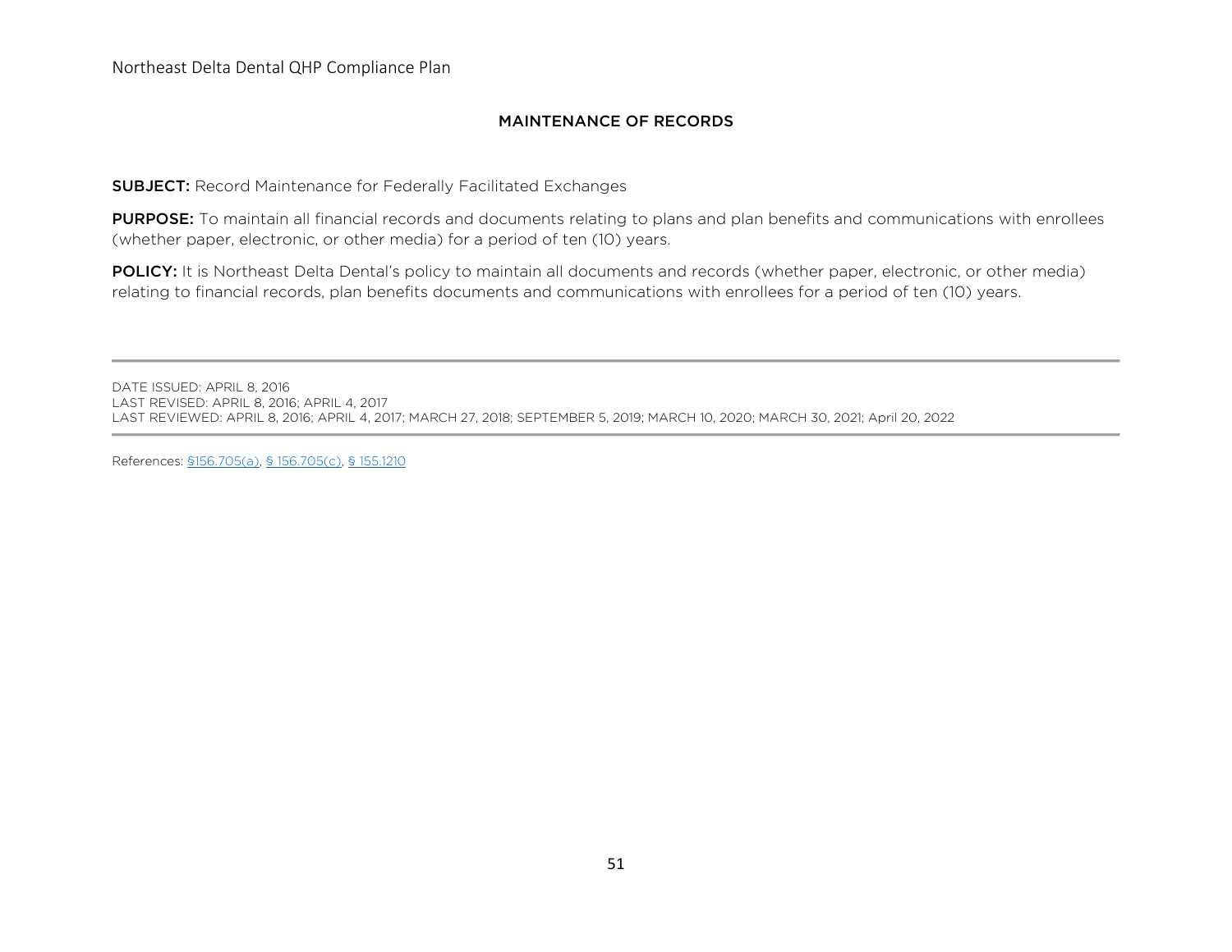## MAINTENANCE OF RECORDS

**SUBJECT:** Record Maintenance for Federally Facilitated Exchanges

**PURPOSE:** To maintain all financial records and documents relating to plans and plan benefits and communications with enrollees (whether paper, electronic, or other media) for a period of ten (10) years.

**POLICY:** It is Northeast Delta Dental's policy to maintain all documents and records (whether paper, electronic, or other media) relating to financial records, plan benefits documents and communications with enrollees for a period of ten (10) years.

---

DATE ISSUED: APRIL 8, 2016
LAST REVISED: APRIL 8, 2016; APRIL 4, 2017
LAST REVIEWED: APRIL 8, 2016; APRIL 4, 2017; MARCH 27, 2018; SEPTEMBER 5, 2019; MARCH 10, 2020; MARCH 30, 2021; April 20, 2022

---

References: §156.705(a), § 156.705(c), § 155.1210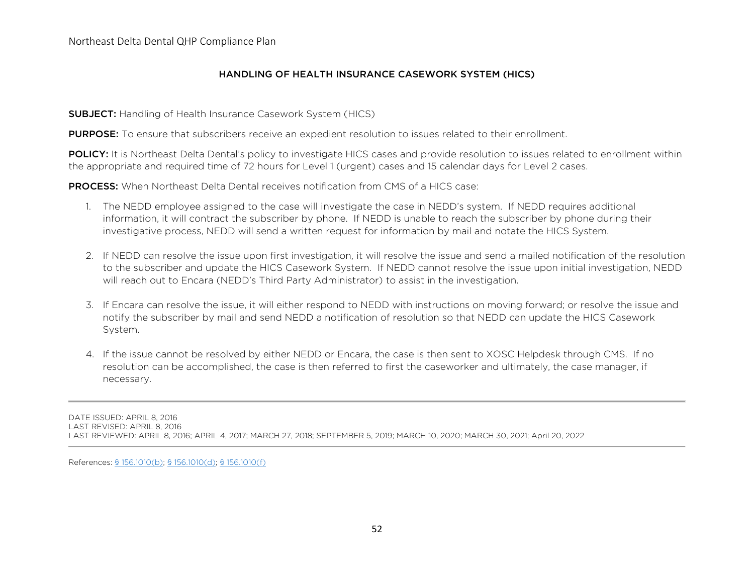## HANDLING OF HEALTH INSURANCE CASEWORK SYSTEM (HICS)

**SUBJECT:** Handling of Health Insurance Casework System (HICS)

**PURPOSE:** To ensure that subscribers receive an expedient resolution to issues related to their enrollment.

**POLICY:** It is Northeast Delta Dental's policy to investigate HICS cases and provide resolution to issues related to enrollment within the appropriate and required time of 72 hours for Level 1 (urgent) cases and 15 calendar days for Level 2 cases.

**PROCESS:** When Northeast Delta Dental receives notification from CMS of a HICS case:

1. The NEDD employee assigned to the case will investigate the case in NEDD's system. If NEDD requires additional information, it will contract the subscriber by phone. If NEDD is unable to reach the subscriber by phone during their investigative process, NEDD will send a written request for information by mail and notate the HICS System.

2. If NEDD can resolve the issue upon first investigation, it will resolve the issue and send a mailed notification of the resolution to the subscriber and update the HICS Casework System. If NEDD cannot resolve the issue upon initial investigation, NEDD will reach out to Encara (NEDD's Third Party Administrator) to assist in the investigation.

3. If Encara can resolve the issue, it will either respond to NEDD with instructions on moving forward; or resolve the issue and notify the subscriber by mail and send NEDD a notification of resolution so that NEDD can update the HICS Casework System.

4. If the issue cannot be resolved by either NEDD or Encara, the case is then sent to XOSC Helpdesk through CMS. If no resolution can be accomplished, the case is then referred to first the caseworker and ultimately, the case manager, if necessary.

---

DATE ISSUED: APRIL 8, 2016
LAST REVISED: APRIL 8, 2016
LAST REVIEWED: APRIL 8, 2016; APRIL 4, 2017; MARCH 27, 2018; SEPTEMBER 5, 2019; MARCH 10, 2020; MARCH 30, 2021; April 20, 2022

---

References: § 156.1010(b); § 156.1010(d); § 156.1010(f)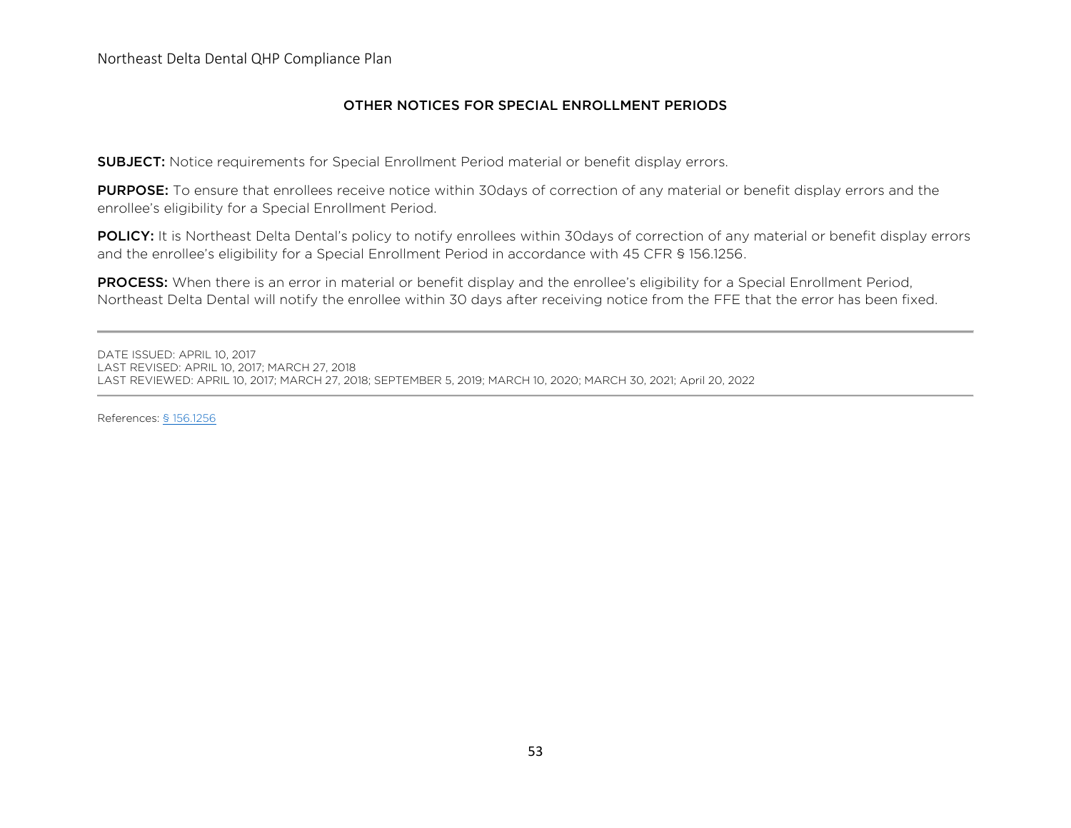## OTHER NOTICES FOR SPECIAL ENROLLMENT PERIODS

**SUBJECT:** Notice requirements for Special Enrollment Period material or benefit display errors.

**PURPOSE:** To ensure that enrollees receive notice within 30days of correction of any material or benefit display errors and the enrollee's eligibility for a Special Enrollment Period.

**POLICY:** It is Northeast Delta Dental's policy to notify enrollees within 30days of correction of any material or benefit display errors and the enrollee's eligibility for a Special Enrollment Period in accordance with 45 CFR § 156.1256.

**PROCESS:** When there is an error in material or benefit display and the enrollee's eligibility for a Special Enrollment Period, Northeast Delta Dental will notify the enrollee within 30 days after receiving notice from the FFE that the error has been fixed.

---

DATE ISSUED: APRIL 10, 2017
LAST REVISED: APRIL 10, 2017; MARCH 27, 2018
LAST REVIEWED: APRIL 10, 2017; MARCH 27, 2018; SEPTEMBER 5, 2019; MARCH 10, 2020; MARCH 30, 2021; April 20, 2022

---

References: § 156.1256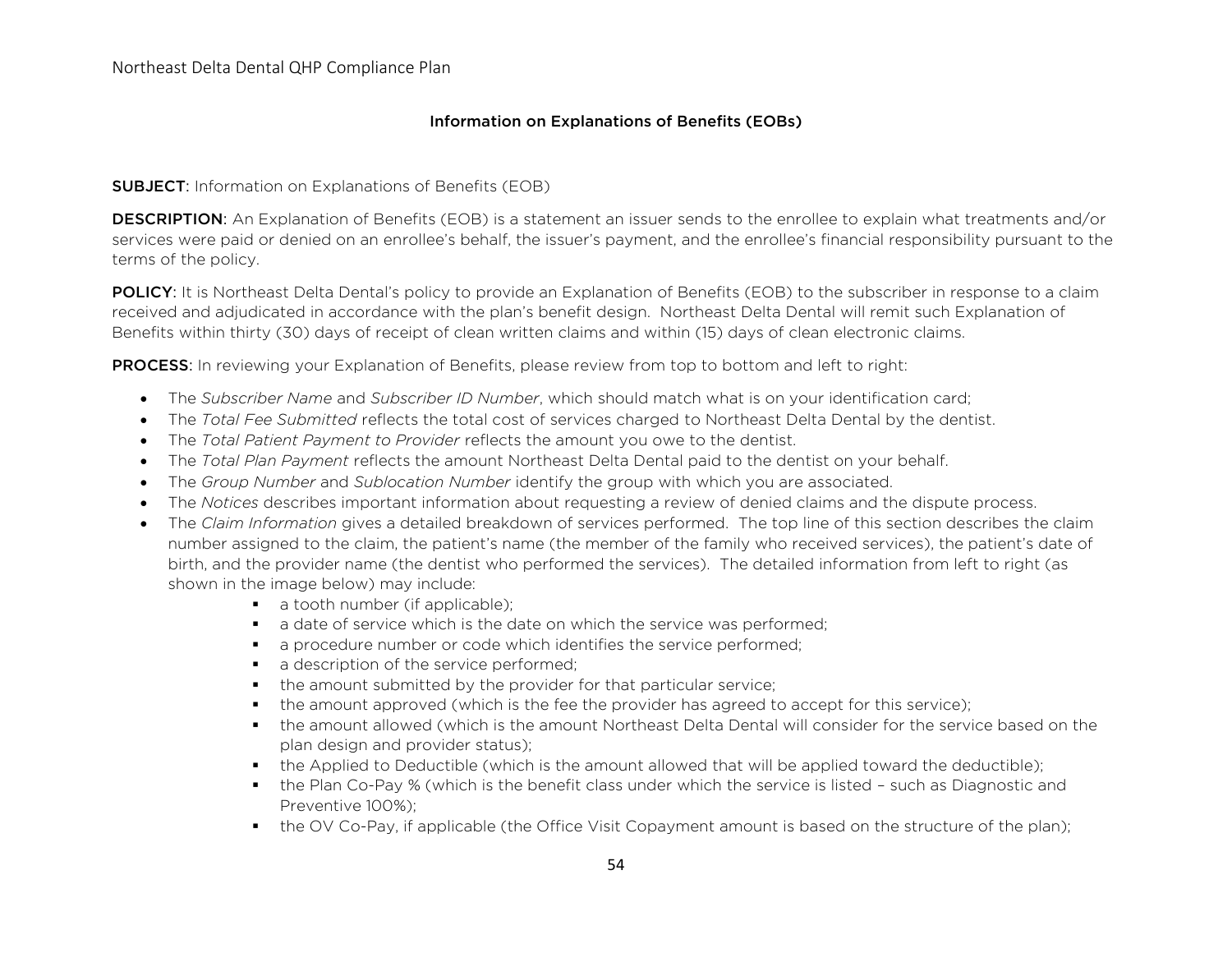## Information on Explanations of Benefits (EOBs)

**SUBJECT**: Information on Explanations of Benefits (EOB)

**DESCRIPTION**: An Explanation of Benefits (EOB) is a statement an issuer sends to the enrollee to explain what treatments and/or services were paid or denied on an enrollee's behalf, the issuer's payment, and the enrollee's financial responsibility pursuant to the terms of the policy.

**POLICY**: It is Northeast Delta Dental's policy to provide an Explanation of Benefits (EOB) to the subscriber in response to a claim received and adjudicated in accordance with the plan's benefit design. Northeast Delta Dental will remit such Explanation of Benefits within thirty (30) days of receipt of clean written claims and within (15) days of clean electronic claims.

**PROCESS**: In reviewing your Explanation of Benefits, please review from top to bottom and left to right:

- The *Subscriber Name* and *Subscriber ID Number*, which should match what is on your identification card;
- The *Total Fee Submitted* reflects the total cost of services charged to Northeast Delta Dental by the dentist.
- The *Total Patient Payment to Provider* reflects the amount you owe to the dentist.
- The *Total Plan Payment* reflects the amount Northeast Delta Dental paid to the dentist on your behalf.
- The *Group Number* and *Sublocation Number* identify the group with which you are associated.
- The *Notices* describes important information about requesting a review of denied claims and the dispute process.
- The *Claim Information* gives a detailed breakdown of services performed. The top line of this section describes the claim number assigned to the claim, the patient's name (the member of the family who received services), the patient's date of birth, and the provider name (the dentist who performed the services). The detailed information from left to right (as shown in the image below) may include:
    - a tooth number (if applicable);
    - a date of service which is the date on which the service was performed;
    - a procedure number or code which identifies the service performed;
    - a description of the service performed;
    - the amount submitted by the provider for that particular service;
    - the amount approved (which is the fee the provider has agreed to accept for this service);
    - the amount allowed (which is the amount Northeast Delta Dental will consider for the service based on the plan design and provider status);
    - the Applied to Deductible (which is the amount allowed that will be applied toward the deductible);
    - the Plan Co-Pay % (which is the benefit class under which the service is listed – such as Diagnostic and Preventive 100%);
    - the OV Co-Pay, if applicable (the Office Visit Copayment amount is based on the structure of the plan);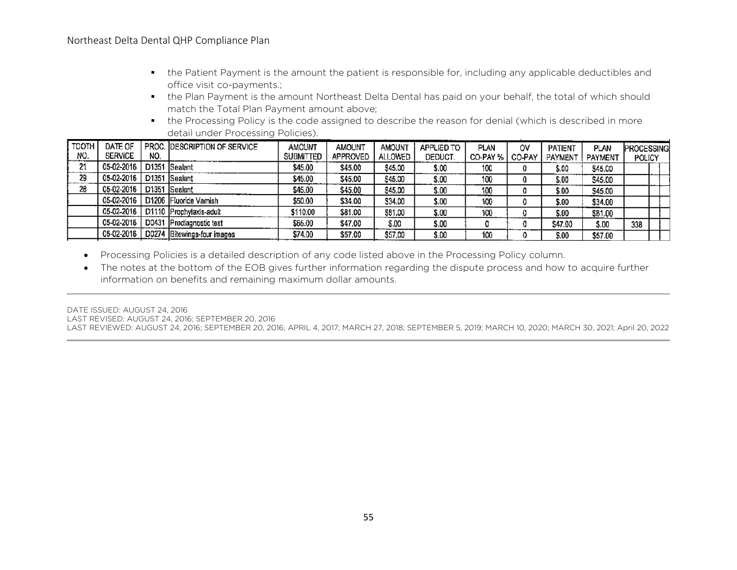- the Patient Payment is the amount the patient is responsible for, including any applicable deductibles and office visit co-payments.;
- the Plan Payment is the amount Northeast Delta Dental has paid on your behalf, the total of which should match the Total Plan Payment amount above;
- the Processing Policy is the code assigned to describe the reason for denial (which is described in more detail under Processing Policies).

| TOOTH NO. | DATE OF SERVICE | PROC. NO. | DESCRIPTION OF SERVICE | AMOUNT SUBMITTED | AMOUNT APPROVED | AMOUNT ALLOWED | APPLIED TO DEDUCT. | PLAN CO-PAY % | OV CO-PAY | PATIENT PAYMENT | PLAN PAYMENT | PROCESSING POLICY |
|---|---|---|---|---|---|---|---|---|---|---|---|---|
| 21 | 05-02-2016 | D1351 | Sealant | $45.00 | $45.00 | $45.00 | $.00 | 100 | 0 | $.00 | $45.00 | |
| 29 | 05-02-2016 | D1351 | Sealant | $45.00 | $45.00 | $45.00 | $.00 | 100 | 0 | $.00 | $45.00 | |
| 28 | 05-02-2016 | D1351 | Sealant | $45.00 | $45.00 | $45.00 | $.00 | 100 | 0 | $.00 | $45.00 | |
| | 05-02-2016 | D1206 | Fluoride Varnish | $50.00 | $34.00 | $34.00 | $.00 | 100 | 0 | $.00 | $34.00 | |
| | 05-02-2016 | D1110 | Prophylaxis-adult | $110.00 | $81.00 | $81.00 | $.00 | 100 | 0 | $.00 | $81.00 | |
| | 05-02-2016 | D0431 | Prediagnostic test | $65.00 | $47.00 | $.00 | $.00 | 0 | 0 | $47.00 | $.00 | 338 |
| | 05-02-2016 | D0274 | Bitewings-four images | $74.00 | $57.00 | $57.00 | $.00 | 100 | 0 | $.00 | $57.00 | |

- Processing Policies is a detailed description of any code listed above in the Processing Policy column.
- The notes at the bottom of the EOB gives further information regarding the dispute process and how to acquire further information on benefits and remaining maximum dollar amounts.

---

DATE ISSUED: AUGUST 24, 2016
LAST REVISED: AUGUST 24, 2016; SEPTEMBER 20, 2016
LAST REVIEWED: AUGUST 24, 2016; SEPTEMBER 20, 2016; APRIL 4, 2017; MARCH 27, 2018; SEPTEMBER 5, 2019; MARCH 10, 2020; MARCH 30, 2021; April 20, 2022

---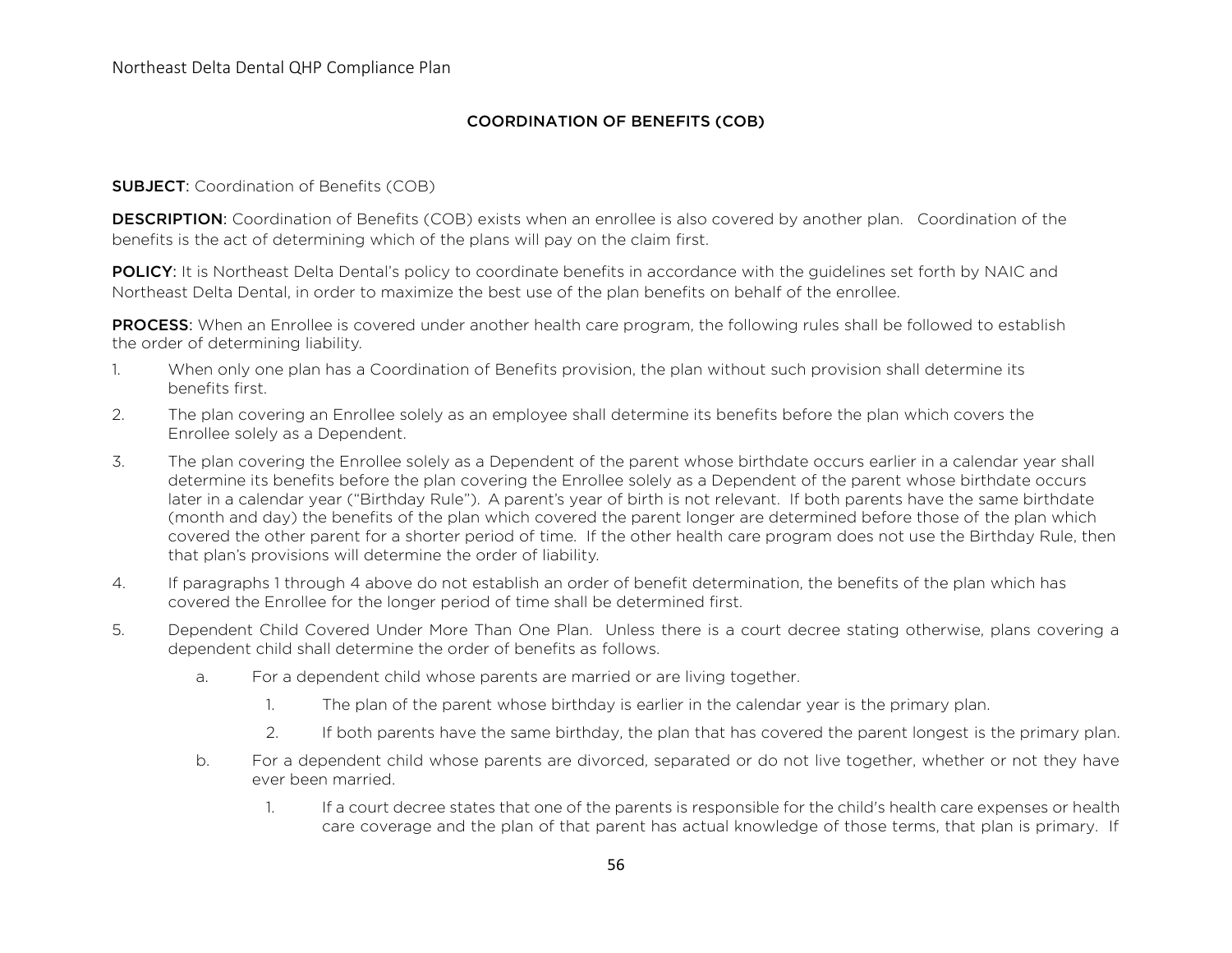## COORDINATION OF BENEFITS (COB)

**SUBJECT**: Coordination of Benefits (COB)

**DESCRIPTION**: Coordination of Benefits (COB) exists when an enrollee is also covered by another plan. Coordination of the benefits is the act of determining which of the plans will pay on the claim first.

**POLICY**: It is Northeast Delta Dental's policy to coordinate benefits in accordance with the guidelines set forth by NAIC and Northeast Delta Dental, in order to maximize the best use of the plan benefits on behalf of the enrollee.

**PROCESS**: When an Enrollee is covered under another health care program, the following rules shall be followed to establish the order of determining liability.

1. When only one plan has a Coordination of Benefits provision, the plan without such provision shall determine its benefits first.
2. The plan covering an Enrollee solely as an employee shall determine its benefits before the plan which covers the Enrollee solely as a Dependent.
3. The plan covering the Enrollee solely as a Dependent of the parent whose birthdate occurs earlier in a calendar year shall determine its benefits before the plan covering the Enrollee solely as a Dependent of the parent whose birthdate occurs later in a calendar year ("Birthday Rule"). A parent's year of birth is not relevant. If both parents have the same birthdate (month and day) the benefits of the plan which covered the parent longer are determined before those of the plan which covered the other parent for a shorter period of time. If the other health care program does not use the Birthday Rule, then that plan's provisions will determine the order of liability.
4. If paragraphs 1 through 4 above do not establish an order of benefit determination, the benefits of the plan which has covered the Enrollee for the longer period of time shall be determined first.
5. Dependent Child Covered Under More Than One Plan. Unless there is a court decree stating otherwise, plans covering a dependent child shall determine the order of benefits as follows.
   a. For a dependent child whose parents are married or are living together.
      1. The plan of the parent whose birthday is earlier in the calendar year is the primary plan.
      2. If both parents have the same birthday, the plan that has covered the parent longest is the primary plan.
   b. For a dependent child whose parents are divorced, separated or do not live together, whether or not they have ever been married.
      1. If a court decree states that one of the parents is responsible for the child's health care expenses or health care coverage and the plan of that parent has actual knowledge of those terms, that plan is primary. If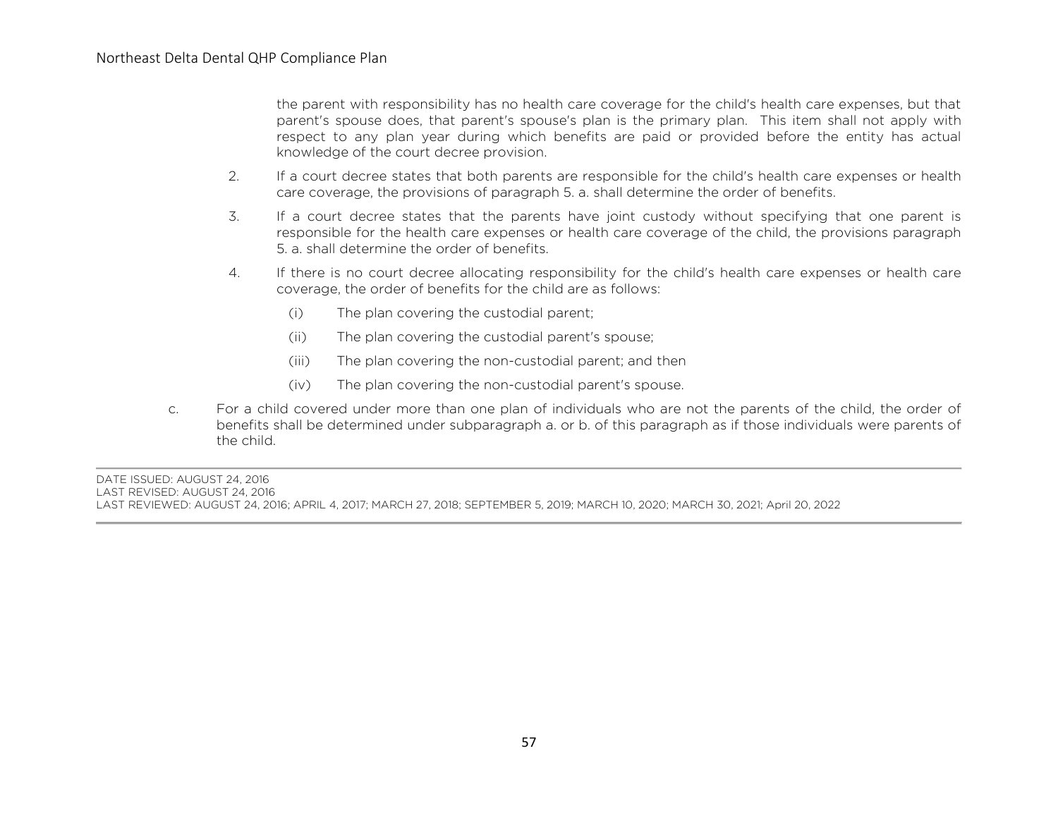the parent with responsibility has no health care coverage for the child's health care expenses, but that parent's spouse does, that parent's spouse's plan is the primary plan. This item shall not apply with respect to any plan year during which benefits are paid or provided before the entity has actual knowledge of the court decree provision.

2. If a court decree states that both parents are responsible for the child's health care expenses or health care coverage, the provisions of paragraph 5. a. shall determine the order of benefits.

3. If a court decree states that the parents have joint custody without specifying that one parent is responsible for the health care expenses or health care coverage of the child, the provisions paragraph 5. a. shall determine the order of benefits.

4. If there is no court decree allocating responsibility for the child's health care expenses or health care coverage, the order of benefits for the child are as follows:

   (i) The plan covering the custodial parent;

   (ii) The plan covering the custodial parent's spouse;

   (iii) The plan covering the non-custodial parent; and then

   (iv) The plan covering the non-custodial parent's spouse.

c. For a child covered under more than one plan of individuals who are not the parents of the child, the order of benefits shall be determined under subparagraph a. or b. of this paragraph as if those individuals were parents of the child.

DATE ISSUED: AUGUST 24, 2016
LAST REVISED: AUGUST 24, 2016
LAST REVIEWED: AUGUST 24, 2016; APRIL 4, 2017; MARCH 27, 2018; SEPTEMBER 5, 2019; MARCH 10, 2020; MARCH 30, 2021; April 20, 2022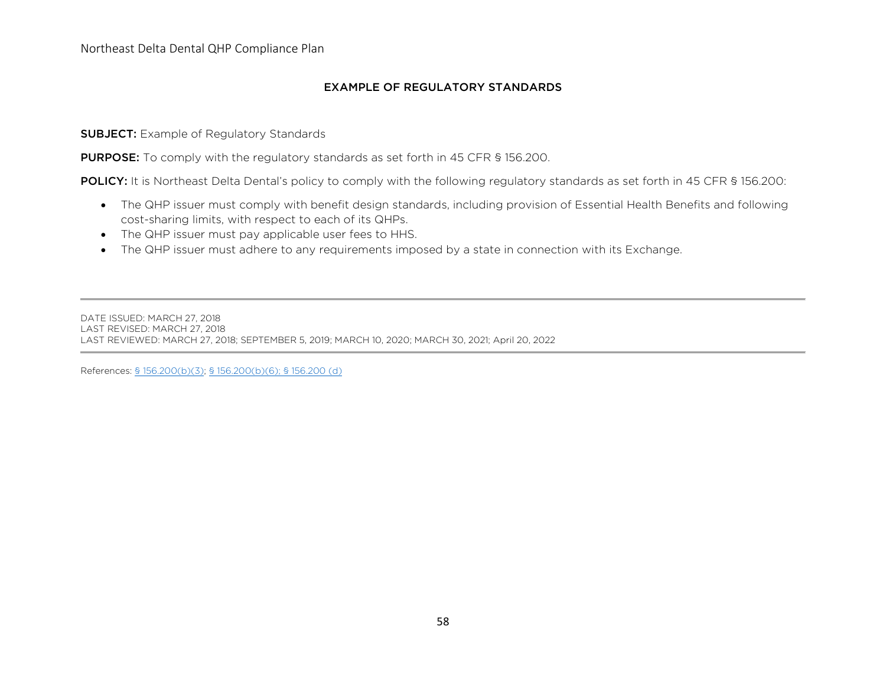## EXAMPLE OF REGULATORY STANDARDS

**SUBJECT:** Example of Regulatory Standards

**PURPOSE:** To comply with the regulatory standards as set forth in 45 CFR § 156.200.

**POLICY:** It is Northeast Delta Dental's policy to comply with the following regulatory standards as set forth in 45 CFR § 156.200:

- The QHP issuer must comply with benefit design standards, including provision of Essential Health Benefits and following cost-sharing limits, with respect to each of its QHPs.
- The QHP issuer must pay applicable user fees to HHS.
- The QHP issuer must adhere to any requirements imposed by a state in connection with its Exchange.

---

DATE ISSUED: MARCH 27, 2018
LAST REVISED: MARCH 27, 2018
LAST REVIEWED: MARCH 27, 2018; SEPTEMBER 5, 2019; MARCH 10, 2020; MARCH 30, 2021; April 20, 2022

---

References: § 156.200(b)(3); § 156.200(b)(6); § 156.200 (d)